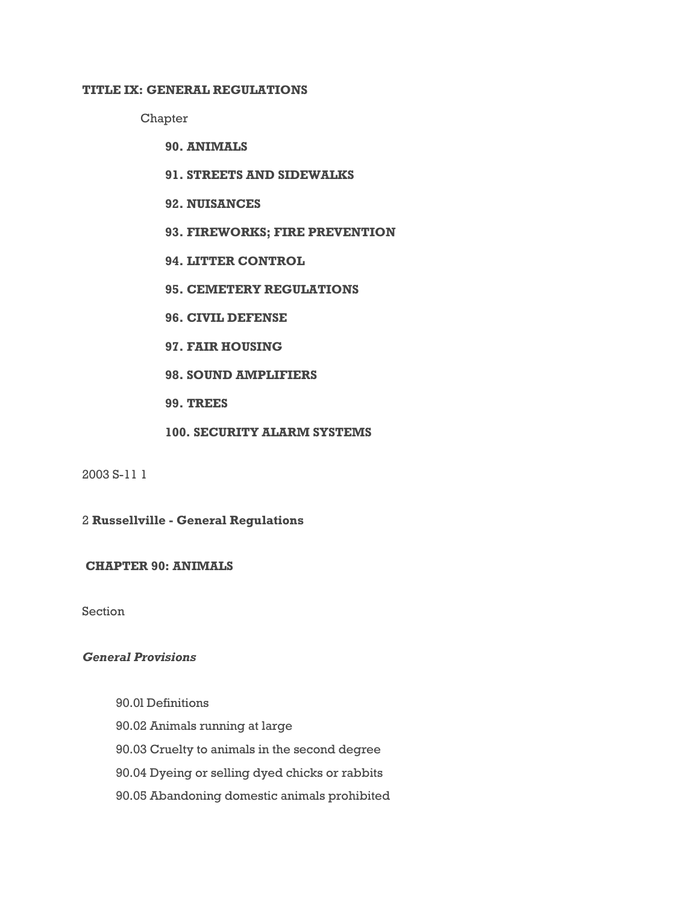# TITLE IX: GENERAL REGULATIONS

Chapter

**90. ANIMALS**

**91. STREETS AND SIDEWALKS**

**92. NUISANCES**

**93. FIREWORKS; FIRE PREVENTION**

**94. LITTER CONTROL**

**95. CEMETERY REGULATIONS**

**96. CIVIL DEFENSE**

**97. FAIR HOUSING**

**98. SOUND AMPLIFIERS**

**99. TREES**

**100. SECURITY ALARM SYSTEMS**

2003 S-11 1

2 **Russellville - General Regulations**

## CHAPTER 90: ANIMALS

Section

*General Provisions*

90.0l Definitions

90.02 Animals running at large

90.03 Cruelty to animals in the second degree

90.04 Dyeing or selling dyed chicks or rabbits

90.05 Abandoning domestic animals prohibited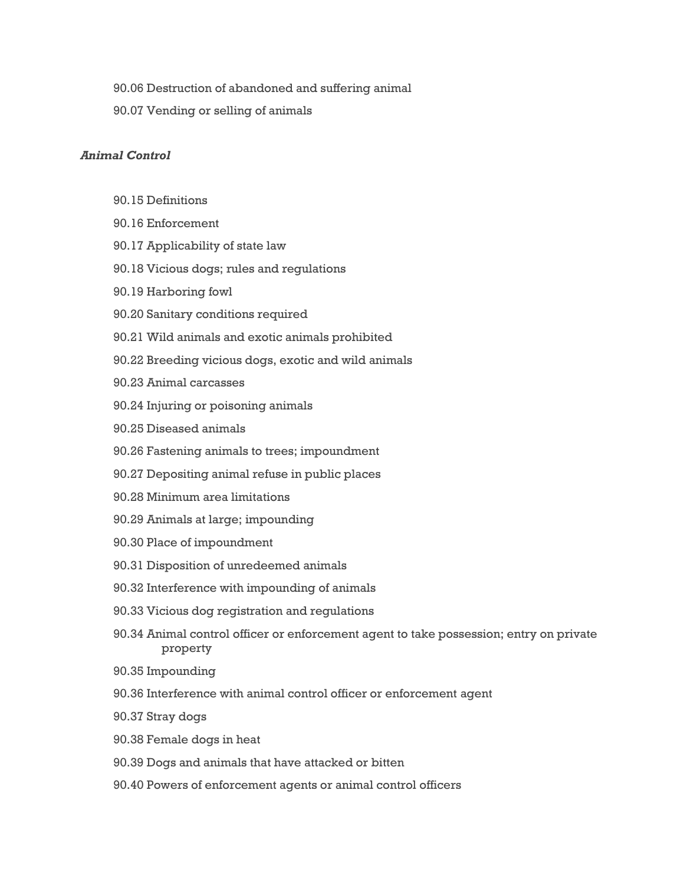90.06 Destruction of abandoned and suffering animal

90.07 Vending or selling of animals

***Animal Control***

90.15 Definitions

90.16 Enforcement

90.17 Applicability of state law

90.18 Vicious dogs; rules and regulations

90.19 Harboring fowl

90.20 Sanitary conditions required

90.21 Wild animals and exotic animals prohibited

90.22 Breeding vicious dogs, exotic and wild animals

90.23 Animal carcasses

90.24 Injuring or poisoning animals

90.25 Diseased animals

90.26 Fastening animals to trees; impoundment

90.27 Depositing animal refuse in public places

90.28 Minimum area limitations

90.29 Animals at large; impounding

90.30 Place of impoundment

90.31 Disposition of unredeemed animals

90.32 Interference with impounding of animals

90.33 Vicious dog registration and regulations

90.34 Animal control officer or enforcement agent to take possession; entry on private property

90.35 Impounding

90.36 Interference with animal control officer or enforcement agent

90.37 Stray dogs

90.38 Female dogs in heat

90.39 Dogs and animals that have attacked or bitten

90.40 Powers of enforcement agents or animal control officers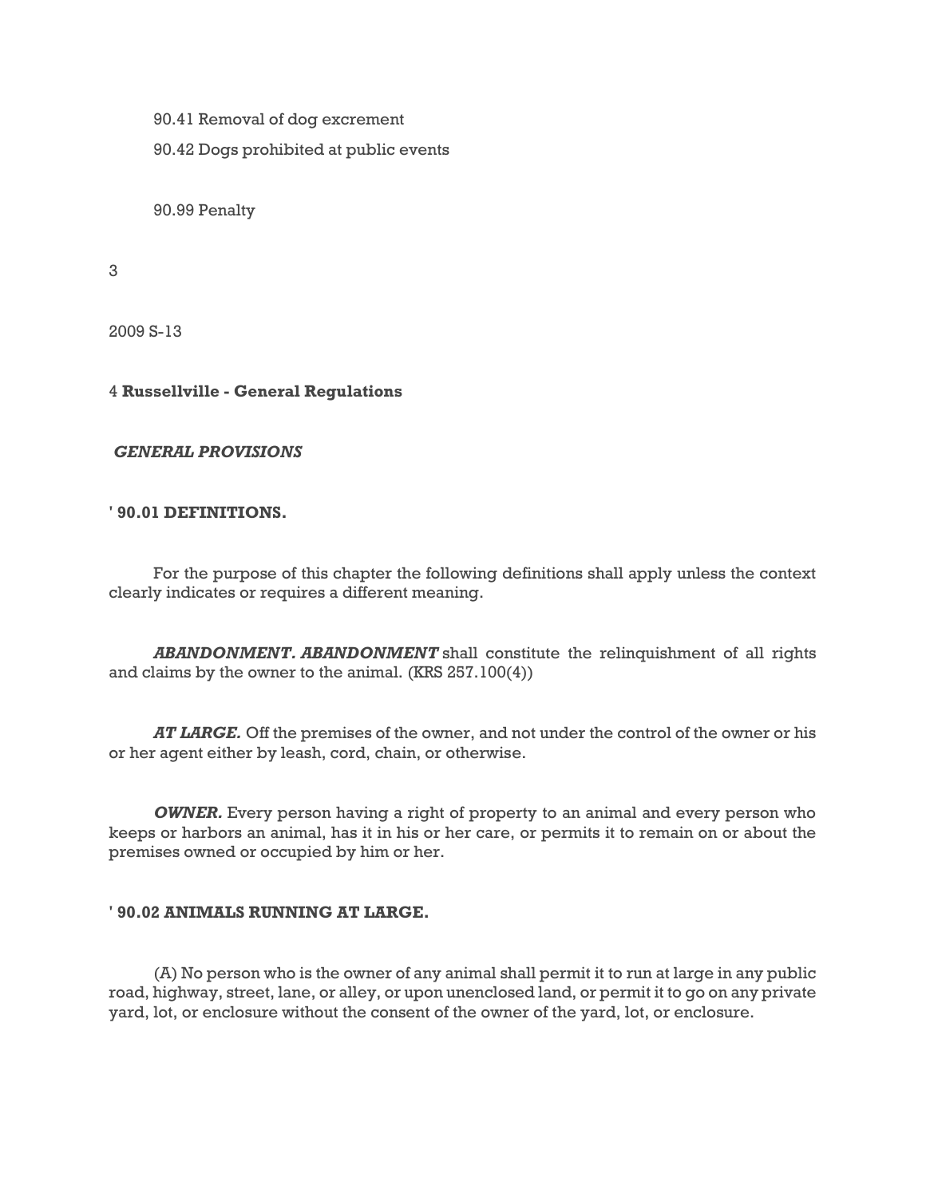90.41 Removal of dog excrement

90.42 Dogs prohibited at public events

90.99 Penalty

4 **Russellville - General Regulations**

***GENERAL PROVISIONS***

**' 90.01 DEFINITIONS.**

For the purpose of this chapter the following definitions shall apply unless the context clearly indicates or requires a different meaning.

***ABANDONMENT. ABANDONMENT*** shall constitute the relinquishment of all rights and claims by the owner to the animal. (KRS 257.100(4))

***AT LARGE.*** Off the premises of the owner, and not under the control of the owner or his or her agent either by leash, cord, chain, or otherwise.

***OWNER.*** Every person having a right of property to an animal and every person who keeps or harbors an animal, has it in his or her care, or permits it to remain on or about the premises owned or occupied by him or her.

**' 90.02 ANIMALS RUNNING AT LARGE.**

(A) No person who is the owner of any animal shall permit it to run at large in any public road, highway, street, lane, or alley, or upon unenclosed land, or permit it to go on any private yard, lot, or enclosure without the consent of the owner of the yard, lot, or enclosure.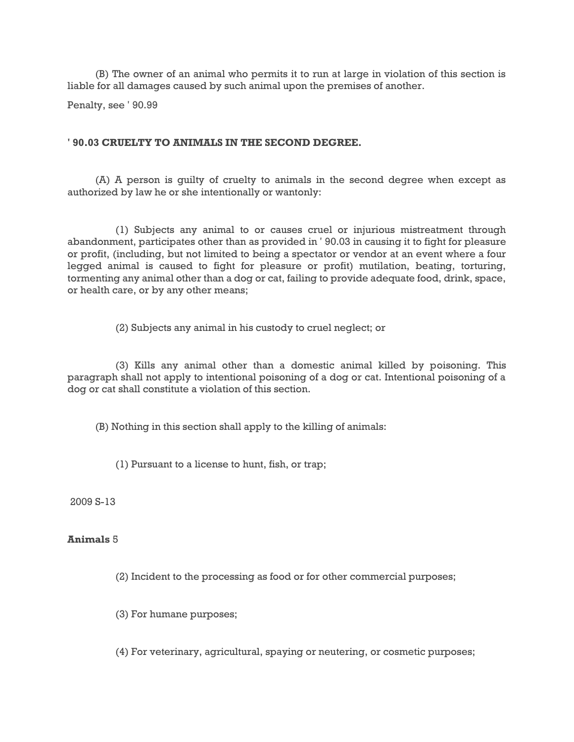(B) The owner of an animal who permits it to run at large in violation of this section is liable for all damages caused by such animal upon the premises of another.

Penalty, see ' 90.99

## ' 90.03 CRUELTY TO ANIMALS IN THE SECOND DEGREE.

(A) A person is guilty of cruelty to animals in the second degree when except as authorized by law he or she intentionally or wantonly:

(1) Subjects any animal to or causes cruel or injurious mistreatment through abandonment, participates other than as provided in ' 90.03 in causing it to fight for pleasure or profit, (including, but not limited to being a spectator or vendor at an event where a four legged animal is caused to fight for pleasure or profit) mutilation, beating, torturing, tormenting any animal other than a dog or cat, failing to provide adequate food, drink, space, or health care, or by any other means;

(2) Subjects any animal in his custody to cruel neglect; or

(3) Kills any animal other than a domestic animal killed by poisoning. This paragraph shall not apply to intentional poisoning of a dog or cat. Intentional poisoning of a dog or cat shall constitute a violation of this section.

(B) Nothing in this section shall apply to the killing of animals:

(1) Pursuant to a license to hunt, fish, or trap;

(2) Incident to the processing as food or for other commercial purposes;

(3) For humane purposes;

(4) For veterinary, agricultural, spaying or neutering, or cosmetic purposes;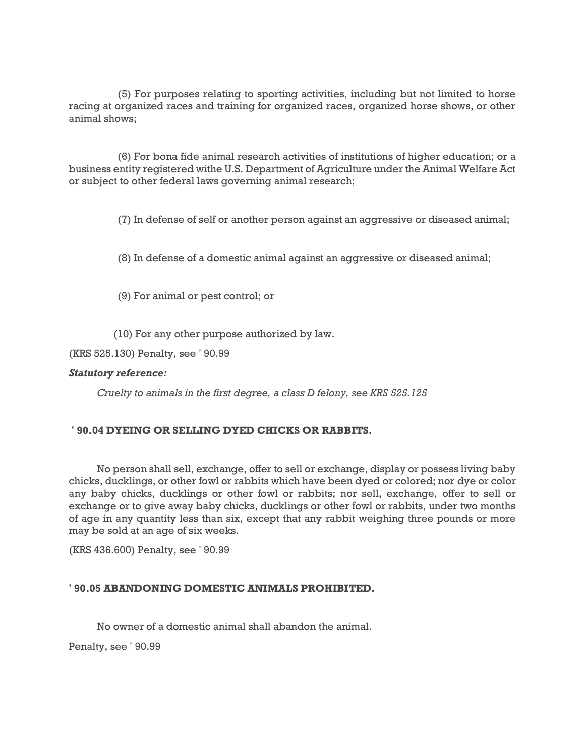(5) For purposes relating to sporting activities, including but not limited to horse racing at organized races and training for organized races, organized horse shows, or other animal shows;

(6) For bona fide animal research activities of institutions of higher education; or a business entity registered withe U.S. Department of Agriculture under the Animal Welfare Act or subject to other federal laws governing animal research;

(7) In defense of self or another person against an aggressive or diseased animal;

(8) In defense of a domestic animal against an aggressive or diseased animal;

(9) For animal or pest control; or

(10) For any other purpose authorized by law.

(KRS 525.130) Penalty, see ' 90.99

***Statutory reference:***

*Cruelty to animals in the first degree, a class D felony, see KRS 525.125*

**' 90.04 DYEING OR SELLING DYED CHICKS OR RABBITS.**

No person shall sell, exchange, offer to sell or exchange, display or possess living baby chicks, ducklings, or other fowl or rabbits which have been dyed or colored; nor dye or color any baby chicks, ducklings or other fowl or rabbits; nor sell, exchange, offer to sell or exchange or to give away baby chicks, ducklings or other fowl or rabbits, under two months of age in any quantity less than six, except that any rabbit weighing three pounds or more may be sold at an age of six weeks.

(KRS 436.600) Penalty, see ' 90.99

**' 90.05 ABANDONING DOMESTIC ANIMALS PROHIBITED.**

No owner of a domestic animal shall abandon the animal.

Penalty, see ' 90.99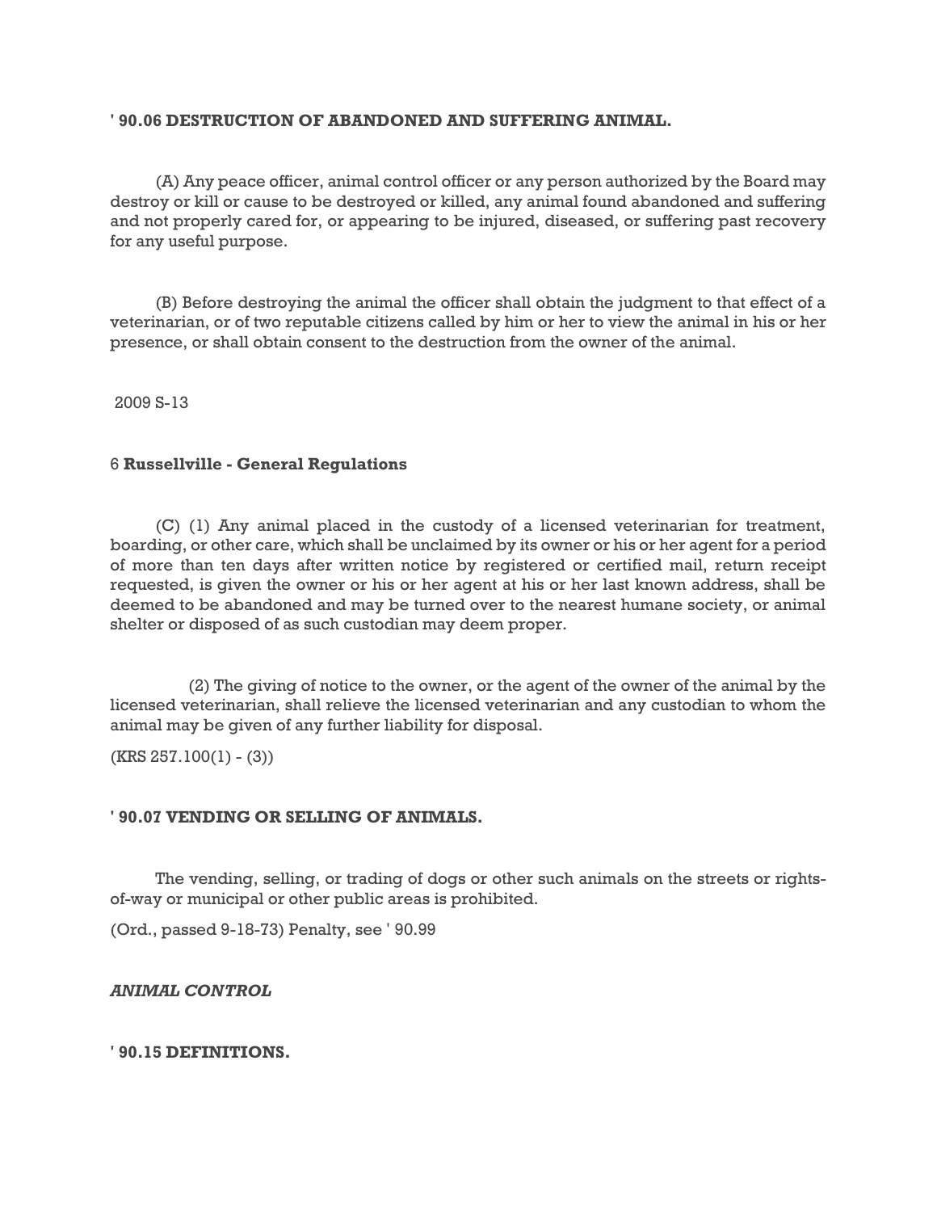**' 90.06 DESTRUCTION OF ABANDONED AND SUFFERING ANIMAL.**

(A) Any peace officer, animal control officer or any person authorized by the Board may destroy or kill or cause to be destroyed or killed, any animal found abandoned and suffering and not properly cared for, or appearing to be injured, diseased, or suffering past recovery for any useful purpose.

(B) Before destroying the animal the officer shall obtain the judgment to that effect of a veterinarian, or of two reputable citizens called by him or her to view the animal in his or her presence, or shall obtain consent to the destruction from the owner of the animal.

(C) (1) Any animal placed in the custody of a licensed veterinarian for treatment, boarding, or other care, which shall be unclaimed by its owner or his or her agent for a period of more than ten days after written notice by registered or certified mail, return receipt requested, is given the owner or his or her agent at his or her last known address, shall be deemed to be abandoned and may be turned over to the nearest humane society, or animal shelter or disposed of as such custodian may deem proper.

(2) The giving of notice to the owner, or the agent of the owner of the animal by the licensed veterinarian, shall relieve the licensed veterinarian and any custodian to whom the animal may be given of any further liability for disposal.

(KRS 257.100(1) - (3))

**' 90.07 VENDING OR SELLING OF ANIMALS.**

The vending, selling, or trading of dogs or other such animals on the streets or rights-of-way or municipal or other public areas is prohibited.

(Ord., passed 9-18-73) Penalty, see ' 90.99

***ANIMAL CONTROL***

**' 90.15 DEFINITIONS.**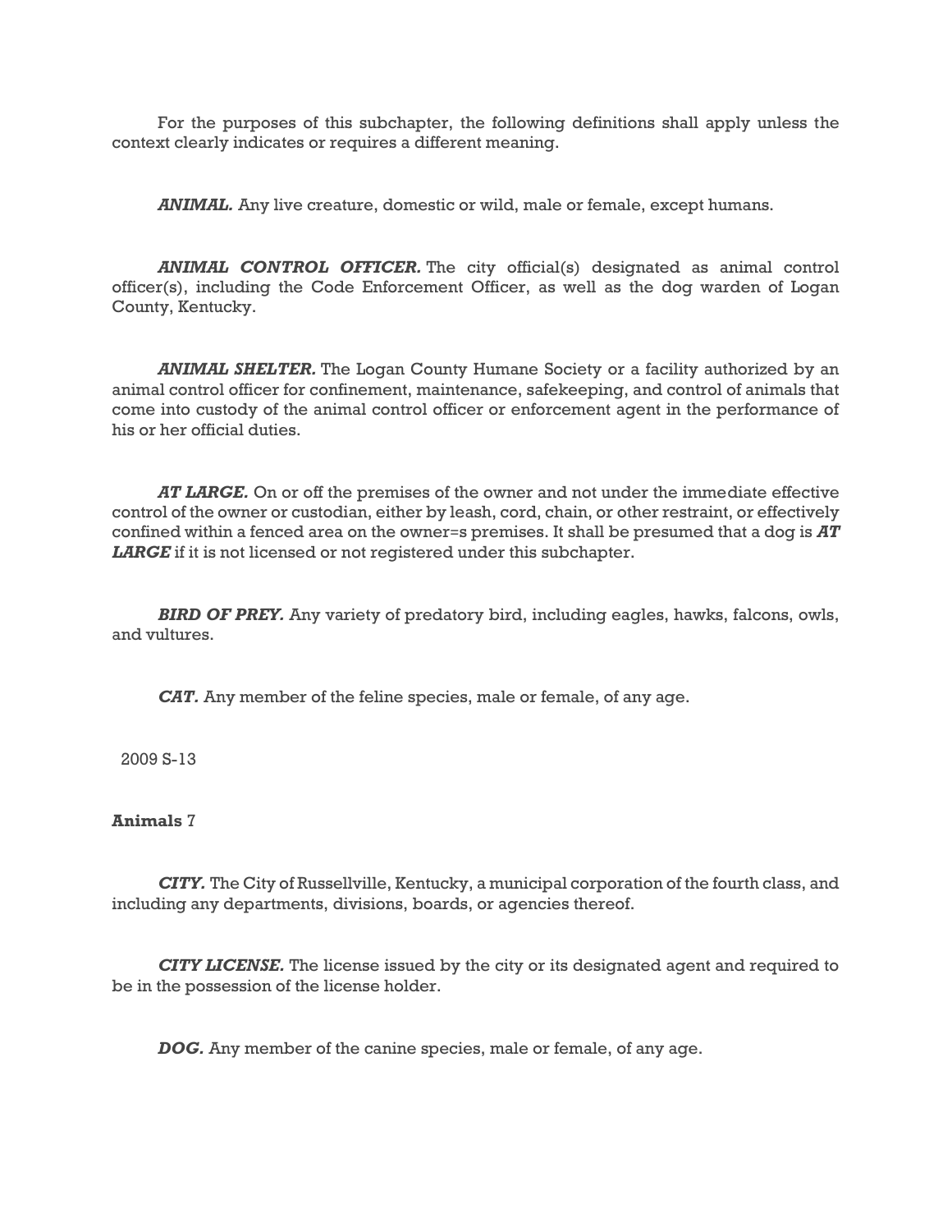For the purposes of this subchapter, the following definitions shall apply unless the context clearly indicates or requires a different meaning.

***ANIMAL.*** Any live creature, domestic or wild, male or female, except humans.

***ANIMAL CONTROL OFFICER.*** The city official(s) designated as animal control officer(s), including the Code Enforcement Officer, as well as the dog warden of Logan County, Kentucky.

***ANIMAL SHELTER.*** The Logan County Humane Society or a facility authorized by an animal control officer for confinement, maintenance, safekeeping, and control of animals that come into custody of the animal control officer or enforcement agent in the performance of his or her official duties.

***AT LARGE.*** On or off the premises of the owner and not under the immediate effective control of the owner or custodian, either by leash, cord, chain, or other restraint, or effectively confined within a fenced area on the owner=s premises. It shall be presumed that a dog is ***AT LARGE*** if it is not licensed or not registered under this subchapter.

***BIRD OF PREY.*** Any variety of predatory bird, including eagles, hawks, falcons, owls, and vultures.

***CAT.*** Any member of the feline species, male or female, of any age.

***CITY.*** The City of Russellville, Kentucky, a municipal corporation of the fourth class, and including any departments, divisions, boards, or agencies thereof.

***CITY LICENSE.*** The license issued by the city or its designated agent and required to be in the possession of the license holder.

***DOG.*** Any member of the canine species, male or female, of any age.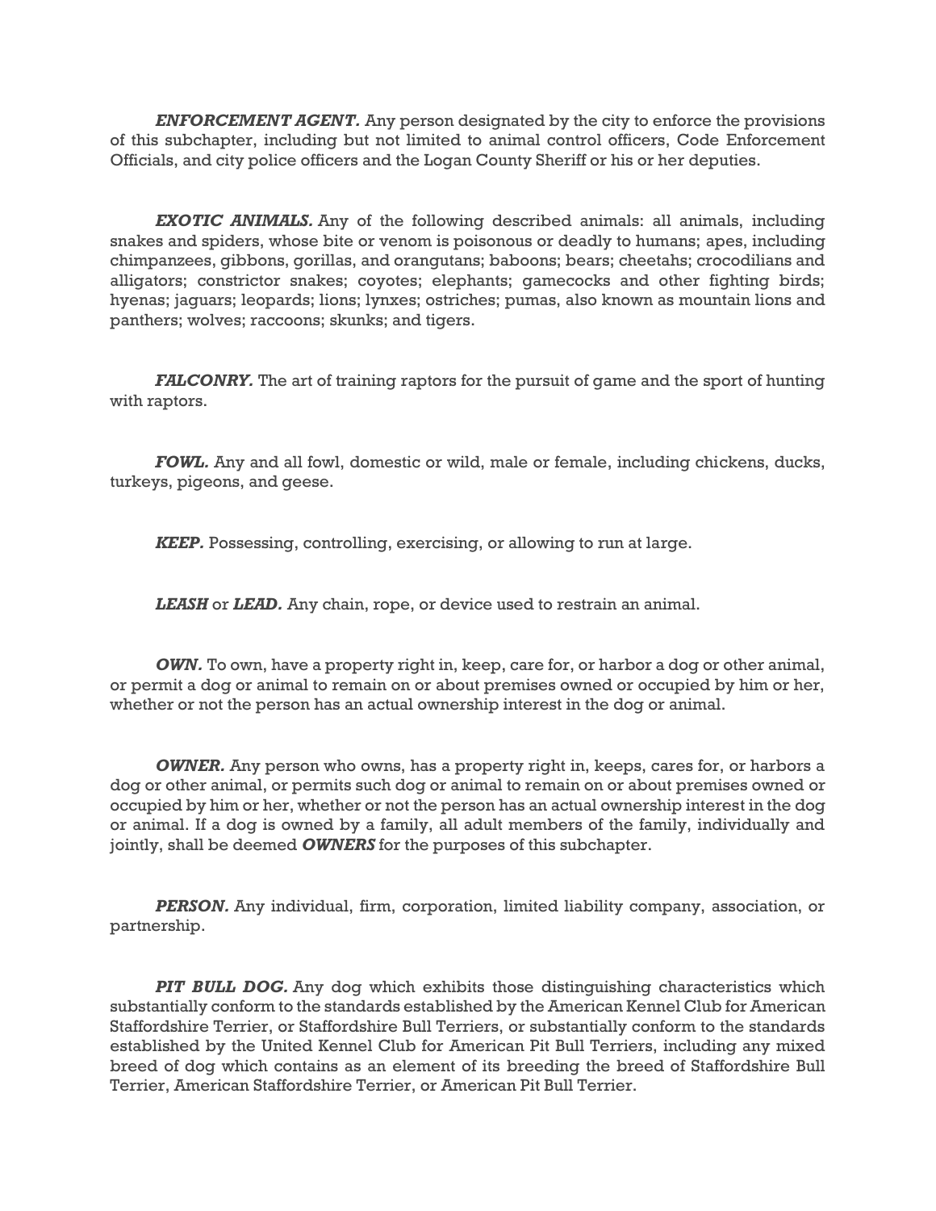***ENFORCEMENT AGENT.*** Any person designated by the city to enforce the provisions of this subchapter, including but not limited to animal control officers, Code Enforcement Officials, and city police officers and the Logan County Sheriff or his or her deputies.

***EXOTIC ANIMALS.*** Any of the following described animals: all animals, including snakes and spiders, whose bite or venom is poisonous or deadly to humans; apes, including chimpanzees, gibbons, gorillas, and orangutans; baboons; bears; cheetahs; crocodilians and alligators; constrictor snakes; coyotes; elephants; gamecocks and other fighting birds; hyenas; jaguars; leopards; lions; lynxes; ostriches; pumas, also known as mountain lions and panthers; wolves; raccoons; skunks; and tigers.

***FALCONRY.*** The art of training raptors for the pursuit of game and the sport of hunting with raptors.

***FOWL.*** Any and all fowl, domestic or wild, male or female, including chickens, ducks, turkeys, pigeons, and geese.

***KEEP.*** Possessing, controlling, exercising, or allowing to run at large.

***LEASH*** or ***LEAD.*** Any chain, rope, or device used to restrain an animal.

***OWN.*** To own, have a property right in, keep, care for, or harbor a dog or other animal, or permit a dog or animal to remain on or about premises owned or occupied by him or her, whether or not the person has an actual ownership interest in the dog or animal.

***OWNER.*** Any person who owns, has a property right in, keeps, cares for, or harbors a dog or other animal, or permits such dog or animal to remain on or about premises owned or occupied by him or her, whether or not the person has an actual ownership interest in the dog or animal. If a dog is owned by a family, all adult members of the family, individually and jointly, shall be deemed ***OWNERS*** for the purposes of this subchapter.

***PERSON.*** Any individual, firm, corporation, limited liability company, association, or partnership.

***PIT BULL DOG.*** Any dog which exhibits those distinguishing characteristics which substantially conform to the standards established by the American Kennel Club for American Staffordshire Terrier, or Staffordshire Bull Terriers, or substantially conform to the standards established by the United Kennel Club for American Pit Bull Terriers, including any mixed breed of dog which contains as an element of its breeding the breed of Staffordshire Bull Terrier, American Staffordshire Terrier, or American Pit Bull Terrier.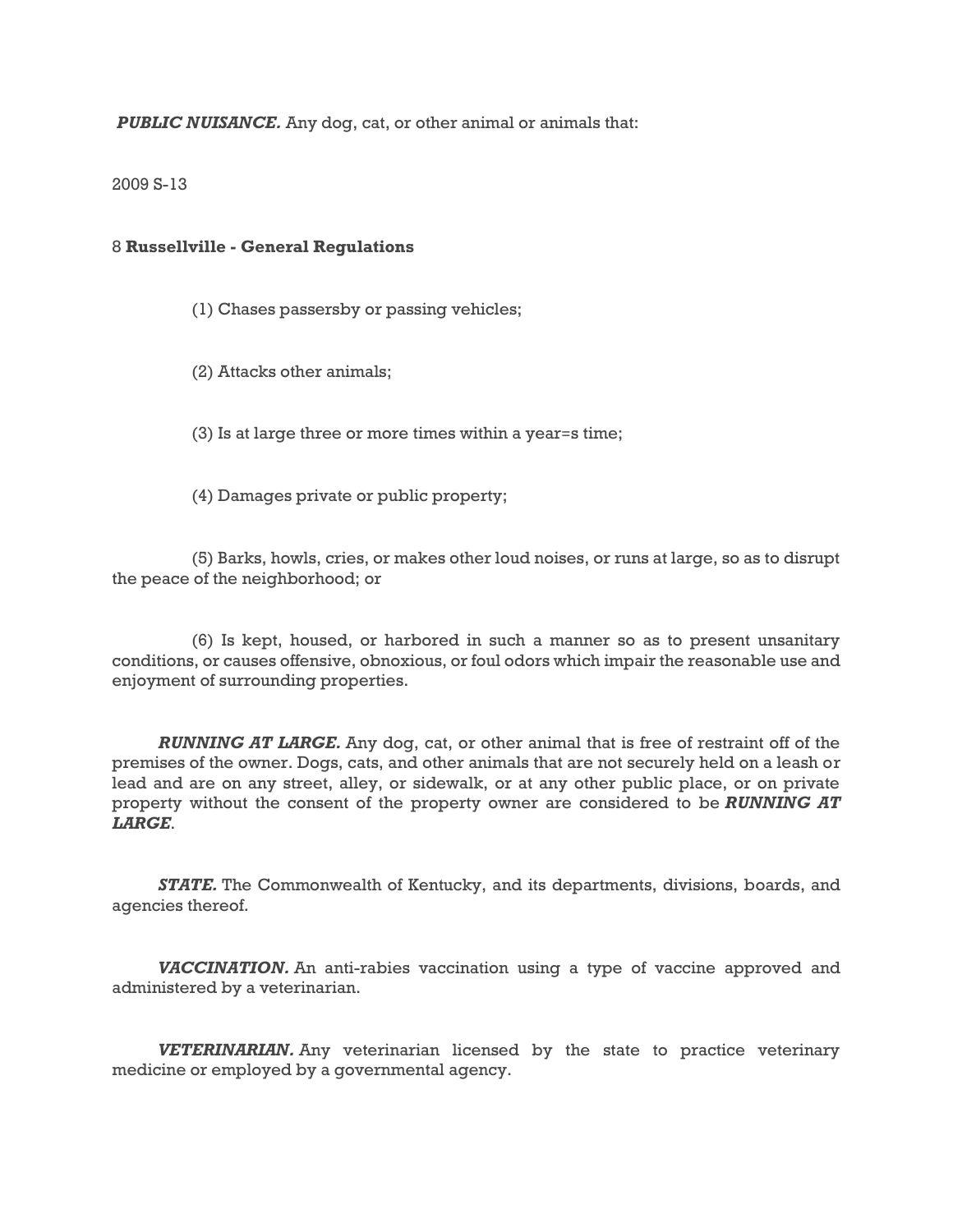***PUBLIC NUISANCE.*** Any dog, cat, or other animal or animals that:

(1) Chases passersby or passing vehicles;

(2) Attacks other animals;

(3) Is at large three or more times within a year=s time;

(4) Damages private or public property;

(5) Barks, howls, cries, or makes other loud noises, or runs at large, so as to disrupt the peace of the neighborhood; or

(6) Is kept, housed, or harbored in such a manner so as to present unsanitary conditions, or causes offensive, obnoxious, or foul odors which impair the reasonable use and enjoyment of surrounding properties.

***RUNNING AT LARGE.*** Any dog, cat, or other animal that is free of restraint off of the premises of the owner. Dogs, cats, and other animals that are not securely held on a leash or lead and are on any street, alley, or sidewalk, or at any other public place, or on private property without the consent of the property owner are considered to be ***RUNNING AT LARGE***.

***STATE.*** The Commonwealth of Kentucky, and its departments, divisions, boards, and agencies thereof.

***VACCINATION.*** An anti-rabies vaccination using a type of vaccine approved and administered by a veterinarian.

***VETERINARIAN.*** Any veterinarian licensed by the state to practice veterinary medicine or employed by a governmental agency.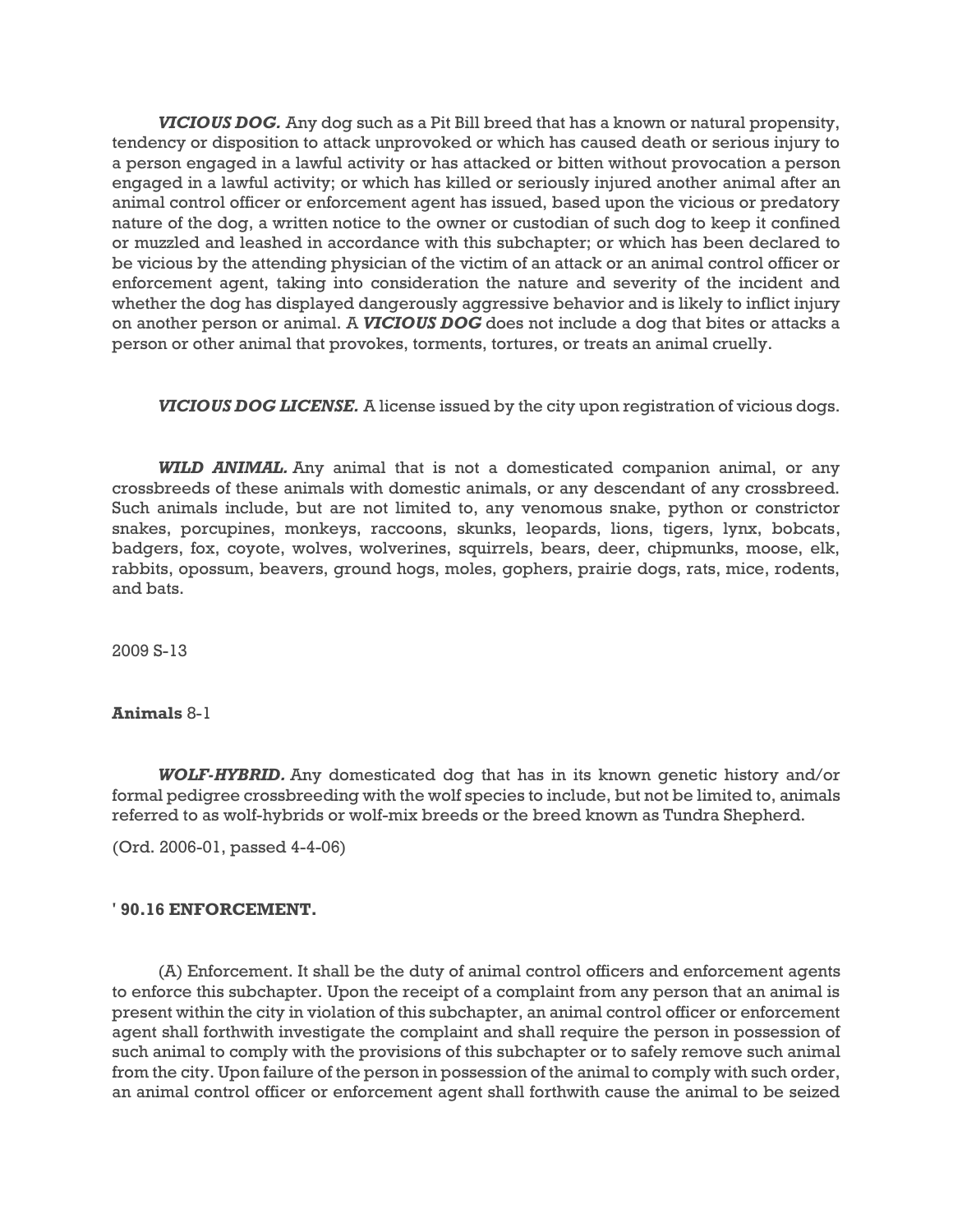***VICIOUS DOG.*** Any dog such as a Pit Bill breed that has a known or natural propensity, tendency or disposition to attack unprovoked or which has caused death or serious injury to a person engaged in a lawful activity or has attacked or bitten without provocation a person engaged in a lawful activity; or which has killed or seriously injured another animal after an animal control officer or enforcement agent has issued, based upon the vicious or predatory nature of the dog, a written notice to the owner or custodian of such dog to keep it confined or muzzled and leashed in accordance with this subchapter; or which has been declared to be vicious by the attending physician of the victim of an attack or an animal control officer or enforcement agent, taking into consideration the nature and severity of the incident and whether the dog has displayed dangerously aggressive behavior and is likely to inflict injury on another person or animal. A ***VICIOUS DOG*** does not include a dog that bites or attacks a person or other animal that provokes, torments, tortures, or treats an animal cruelly.

***VICIOUS DOG LICENSE.*** A license issued by the city upon registration of vicious dogs.

***WILD ANIMAL.*** Any animal that is not a domesticated companion animal, or any crossbreeds of these animals with domestic animals, or any descendant of any crossbreed. Such animals include, but are not limited to, any venomous snake, python or constrictor snakes, porcupines, monkeys, raccoons, skunks, leopards, lions, tigers, lynx, bobcats, badgers, fox, coyote, wolves, wolverines, squirrels, bears, deer, chipmunks, moose, elk, rabbits, opossum, beavers, ground hogs, moles, gophers, prairie dogs, rats, mice, rodents, and bats.

2009 S-13

**Animals** 8-1

***WOLF-HYBRID.*** Any domesticated dog that has in its known genetic history and/or formal pedigree crossbreeding with the wolf species to include, but not be limited to, animals referred to as wolf-hybrids or wolf-mix breeds or the breed known as Tundra Shepherd.

(Ord. 2006-01, passed 4-4-06)

**' 90.16 ENFORCEMENT.**

(A) Enforcement. It shall be the duty of animal control officers and enforcement agents to enforce this subchapter. Upon the receipt of a complaint from any person that an animal is present within the city in violation of this subchapter, an animal control officer or enforcement agent shall forthwith investigate the complaint and shall require the person in possession of such animal to comply with the provisions of this subchapter or to safely remove such animal from the city. Upon failure of the person in possession of the animal to comply with such order, an animal control officer or enforcement agent shall forthwith cause the animal to be seized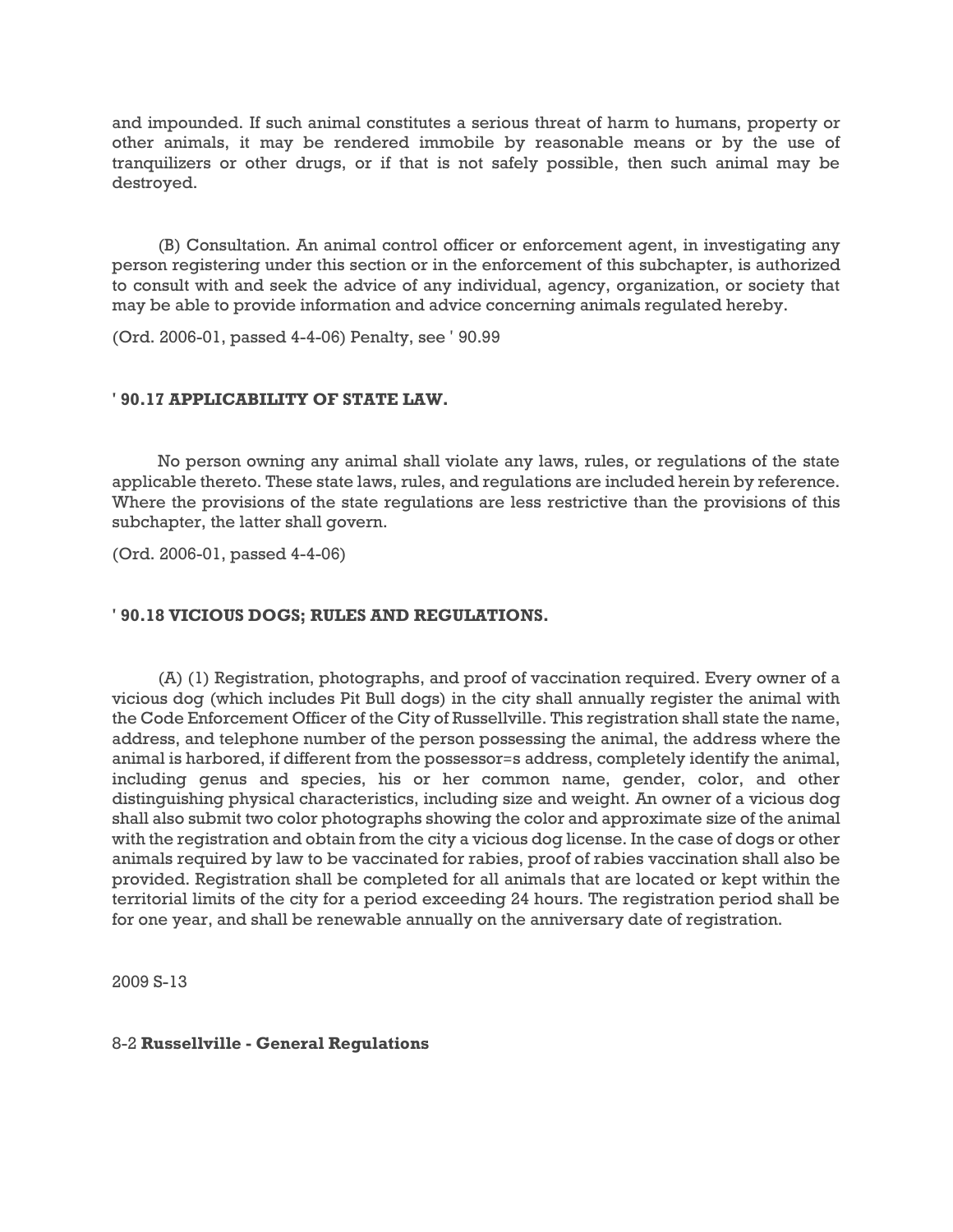and impounded. If such animal constitutes a serious threat of harm to humans, property or other animals, it may be rendered immobile by reasonable means or by the use of tranquilizers or other drugs, or if that is not safely possible, then such animal may be destroyed.

(B) Consultation. An animal control officer or enforcement agent, in investigating any person registering under this section or in the enforcement of this subchapter, is authorized to consult with and seek the advice of any individual, agency, organization, or society that may be able to provide information and advice concerning animals regulated hereby.

(Ord. 2006-01, passed 4-4-06) Penalty, see ' 90.99

### ' 90.17 APPLICABILITY OF STATE LAW.

No person owning any animal shall violate any laws, rules, or regulations of the state applicable thereto. These state laws, rules, and regulations are included herein by reference. Where the provisions of the state regulations are less restrictive than the provisions of this subchapter, the latter shall govern.

(Ord. 2006-01, passed 4-4-06)

### ' 90.18 VICIOUS DOGS; RULES AND REGULATIONS.

(A) (1) Registration, photographs, and proof of vaccination required. Every owner of a vicious dog (which includes Pit Bull dogs) in the city shall annually register the animal with the Code Enforcement Officer of the City of Russellville. This registration shall state the name, address, and telephone number of the person possessing the animal, the address where the animal is harbored, if different from the possessor=s address, completely identify the animal, including genus and species, his or her common name, gender, color, and other distinguishing physical characteristics, including size and weight. An owner of a vicious dog shall also submit two color photographs showing the color and approximate size of the animal with the registration and obtain from the city a vicious dog license. In the case of dogs or other animals required by law to be vaccinated for rabies, proof of rabies vaccination shall also be provided. Registration shall be completed for all animals that are located or kept within the territorial limits of the city for a period exceeding 24 hours. The registration period shall be for one year, and shall be renewable annually on the anniversary date of registration.

2009 S-13

8-2 **Russellville - General Regulations**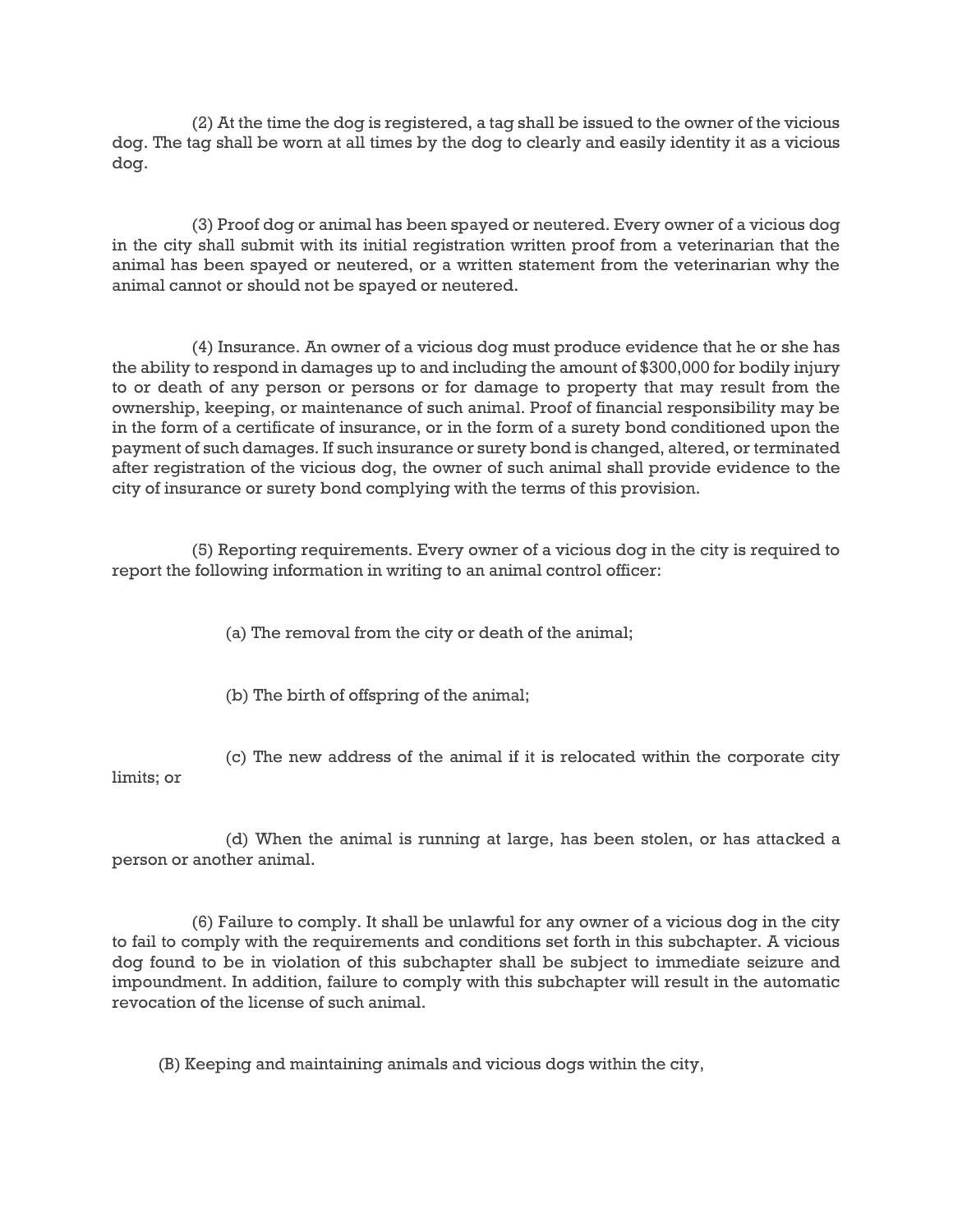(2) At the time the dog is registered, a tag shall be issued to the owner of the vicious dog. The tag shall be worn at all times by the dog to clearly and easily identity it as a vicious dog.

(3) Proof dog or animal has been spayed or neutered. Every owner of a vicious dog in the city shall submit with its initial registration written proof from a veterinarian that the animal has been spayed or neutered, or a written statement from the veterinarian why the animal cannot or should not be spayed or neutered.

(4) Insurance. An owner of a vicious dog must produce evidence that he or she has the ability to respond in damages up to and including the amount of $300,000 for bodily injury to or death of any person or persons or for damage to property that may result from the ownership, keeping, or maintenance of such animal. Proof of financial responsibility may be in the form of a certificate of insurance, or in the form of a surety bond conditioned upon the payment of such damages. If such insurance or surety bond is changed, altered, or terminated after registration of the vicious dog, the owner of such animal shall provide evidence to the city of insurance or surety bond complying with the terms of this provision.

(5) Reporting requirements. Every owner of a vicious dog in the city is required to report the following information in writing to an animal control officer:

(a) The removal from the city or death of the animal;

(b) The birth of offspring of the animal;

(c) The new address of the animal if it is relocated within the corporate city limits; or

(d) When the animal is running at large, has been stolen, or has attacked a person or another animal.

(6) Failure to comply. It shall be unlawful for any owner of a vicious dog in the city to fail to comply with the requirements and conditions set forth in this subchapter. A vicious dog found to be in violation of this subchapter shall be subject to immediate seizure and impoundment. In addition, failure to comply with this subchapter will result in the automatic revocation of the license of such animal.

(B) Keeping and maintaining animals and vicious dogs within the city,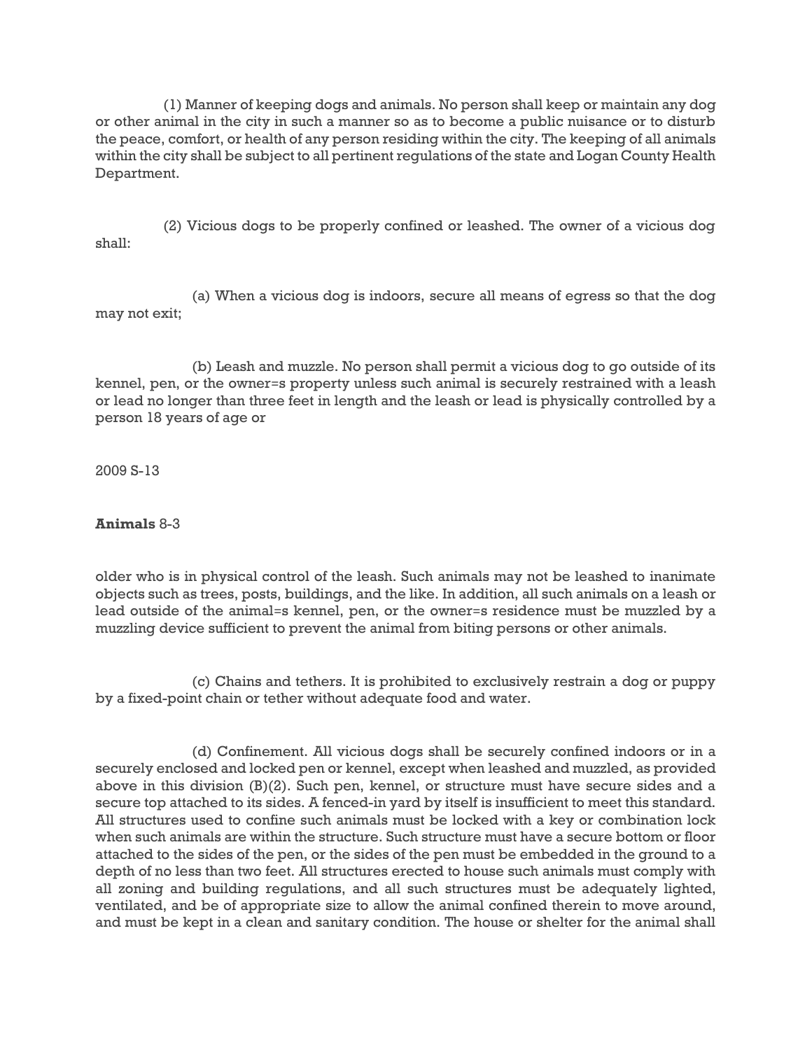(1) Manner of keeping dogs and animals. No person shall keep or maintain any dog or other animal in the city in such a manner so as to become a public nuisance or to disturb the peace, comfort, or health of any person residing within the city. The keeping of all animals within the city shall be subject to all pertinent regulations of the state and Logan County Health Department.

(2) Vicious dogs to be properly confined or leashed. The owner of a vicious dog shall:

(a) When a vicious dog is indoors, secure all means of egress so that the dog may not exit;

(b) Leash and muzzle. No person shall permit a vicious dog to go outside of its kennel, pen, or the owner=s property unless such animal is securely restrained with a leash or lead no longer than three feet in length and the leash or lead is physically controlled by a person 18 years of age or older who is in physical control of the leash. Such animals may not be leashed to inanimate objects such as trees, posts, buildings, and the like. In addition, all such animals on a leash or lead outside of the animal=s kennel, pen, or the owner=s residence must be muzzled by a muzzling device sufficient to prevent the animal from biting persons or other animals.

(c) Chains and tethers. It is prohibited to exclusively restrain a dog or puppy by a fixed-point chain or tether without adequate food and water.

(d) Confinement. All vicious dogs shall be securely confined indoors or in a securely enclosed and locked pen or kennel, except when leashed and muzzled, as provided above in this division (B)(2). Such pen, kennel, or structure must have secure sides and a secure top attached to its sides. A fenced-in yard by itself is insufficient to meet this standard. All structures used to confine such animals must be locked with a key or combination lock when such animals are within the structure. Such structure must have a secure bottom or floor attached to the sides of the pen, or the sides of the pen must be embedded in the ground to a depth of no less than two feet. All structures erected to house such animals must comply with all zoning and building regulations, and all such structures must be adequately lighted, ventilated, and be of appropriate size to allow the animal confined therein to move around, and must be kept in a clean and sanitary condition. The house or shelter for the animal shall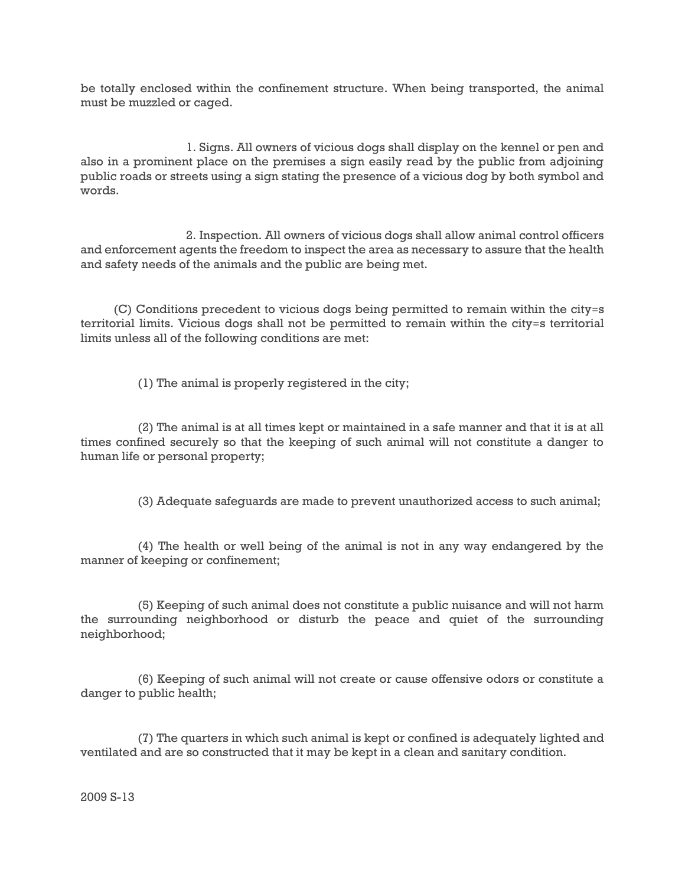be totally enclosed within the confinement structure. When being transported, the animal must be muzzled or caged.

1. Signs. All owners of vicious dogs shall display on the kennel or pen and also in a prominent place on the premises a sign easily read by the public from adjoining public roads or streets using a sign stating the presence of a vicious dog by both symbol and words.

2. Inspection. All owners of vicious dogs shall allow animal control officers and enforcement agents the freedom to inspect the area as necessary to assure that the health and safety needs of the animals and the public are being met.

(C) Conditions precedent to vicious dogs being permitted to remain within the city=s territorial limits. Vicious dogs shall not be permitted to remain within the city=s territorial limits unless all of the following conditions are met:

(1) The animal is properly registered in the city;

(2) The animal is at all times kept or maintained in a safe manner and that it is at all times confined securely so that the keeping of such animal will not constitute a danger to human life or personal property;

(3) Adequate safeguards are made to prevent unauthorized access to such animal;

(4) The health or well being of the animal is not in any way endangered by the manner of keeping or confinement;

(5) Keeping of such animal does not constitute a public nuisance and will not harm the surrounding neighborhood or disturb the peace and quiet of the surrounding neighborhood;

(6) Keeping of such animal will not create or cause offensive odors or constitute a danger to public health;

(7) The quarters in which such animal is kept or confined is adequately lighted and ventilated and are so constructed that it may be kept in a clean and sanitary condition.

2009 S-13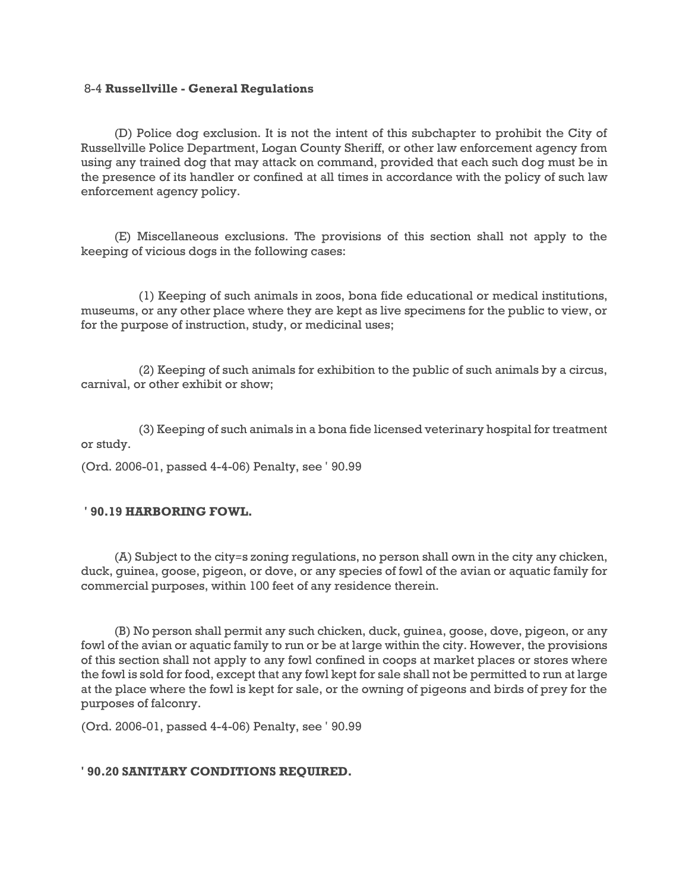(D) Police dog exclusion. It is not the intent of this subchapter to prohibit the City of Russellville Police Department, Logan County Sheriff, or other law enforcement agency from using any trained dog that may attack on command, provided that each such dog must be in the presence of its handler or confined at all times in accordance with the policy of such law enforcement agency policy.

(E) Miscellaneous exclusions. The provisions of this section shall not apply to the keeping of vicious dogs in the following cases:

(1) Keeping of such animals in zoos, bona fide educational or medical institutions, museums, or any other place where they are kept as live specimens for the public to view, or for the purpose of instruction, study, or medicinal uses;

(2) Keeping of such animals for exhibition to the public of such animals by a circus, carnival, or other exhibit or show;

(3) Keeping of such animals in a bona fide licensed veterinary hospital for treatment or study.

(Ord. 2006-01, passed 4-4-06) Penalty, see ' 90.99

**' 90.19 HARBORING FOWL.**

(A) Subject to the city=s zoning regulations, no person shall own in the city any chicken, duck, guinea, goose, pigeon, or dove, or any species of fowl of the avian or aquatic family for commercial purposes, within 100 feet of any residence therein.

(B) No person shall permit any such chicken, duck, guinea, goose, dove, pigeon, or any fowl of the avian or aquatic family to run or be at large within the city. However, the provisions of this section shall not apply to any fowl confined in coops at market places or stores where the fowl is sold for food, except that any fowl kept for sale shall not be permitted to run at large at the place where the fowl is kept for sale, or the owning of pigeons and birds of prey for the purposes of falconry.

(Ord. 2006-01, passed 4-4-06) Penalty, see ' 90.99

**' 90.20 SANITARY CONDITIONS REQUIRED.**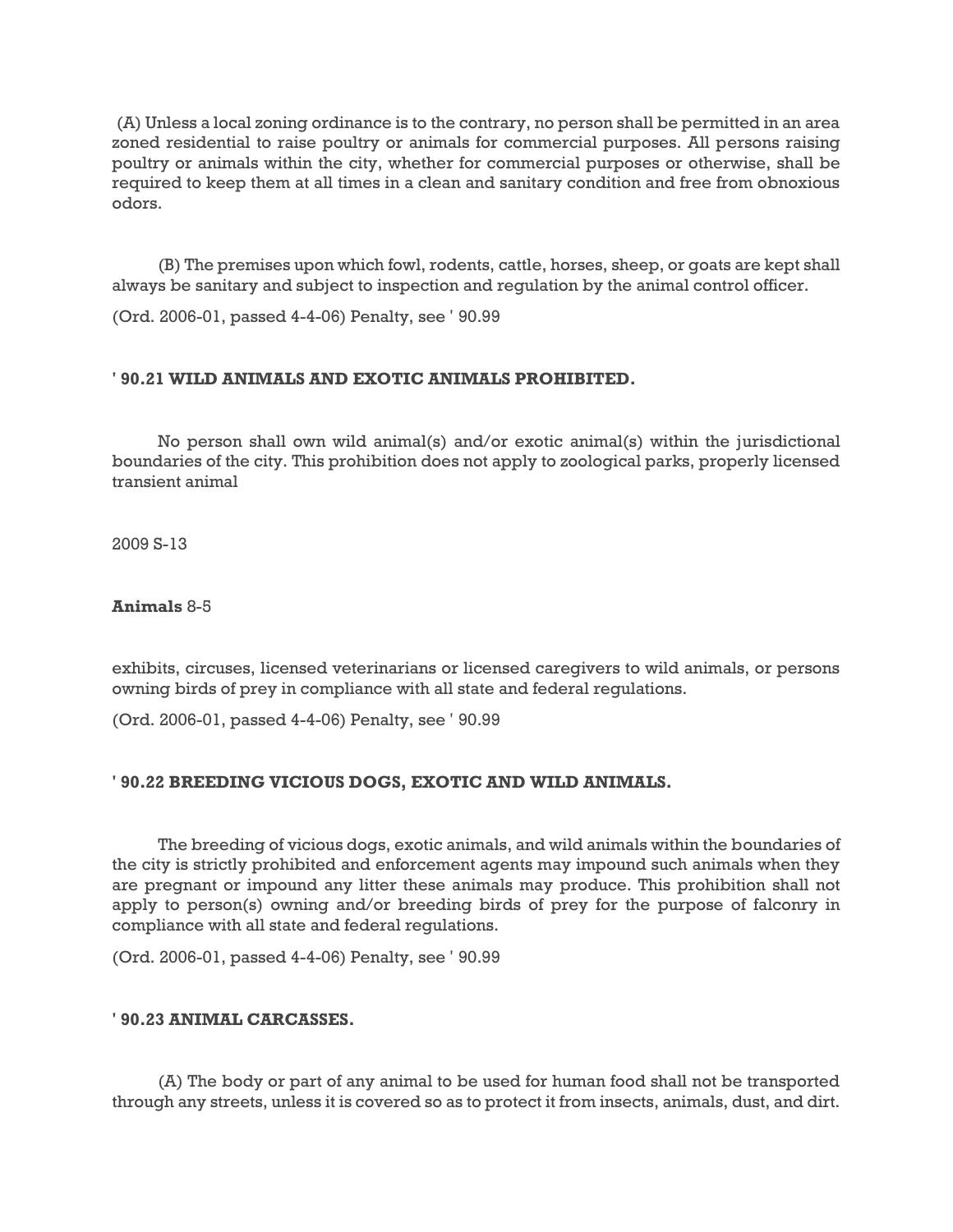(A) Unless a local zoning ordinance is to the contrary, no person shall be permitted in an area zoned residential to raise poultry or animals for commercial purposes. All persons raising poultry or animals within the city, whether for commercial purposes or otherwise, shall be required to keep them at all times in a clean and sanitary condition and free from obnoxious odors.

(B) The premises upon which fowl, rodents, cattle, horses, sheep, or goats are kept shall always be sanitary and subject to inspection and regulation by the animal control officer.

(Ord. 2006-01, passed 4-4-06) Penalty, see ' 90.99

### ' 90.21 WILD ANIMALS AND EXOTIC ANIMALS PROHIBITED.

No person shall own wild animal(s) and/or exotic animal(s) within the jurisdictional boundaries of the city. This prohibition does not apply to zoological parks, properly licensed transient animal exhibits, circuses, licensed veterinarians or licensed caregivers to wild animals, or persons owning birds of prey in compliance with all state and federal regulations.

(Ord. 2006-01, passed 4-4-06) Penalty, see ' 90.99

### ' 90.22 BREEDING VICIOUS DOGS, EXOTIC AND WILD ANIMALS.

The breeding of vicious dogs, exotic animals, and wild animals within the boundaries of the city is strictly prohibited and enforcement agents may impound such animals when they are pregnant or impound any litter these animals may produce. This prohibition shall not apply to person(s) owning and/or breeding birds of prey for the purpose of falconry in compliance with all state and federal regulations.

(Ord. 2006-01, passed 4-4-06) Penalty, see ' 90.99

### ' 90.23 ANIMAL CARCASSES.

(A) The body or part of any animal to be used for human food shall not be transported through any streets, unless it is covered so as to protect it from insects, animals, dust, and dirt.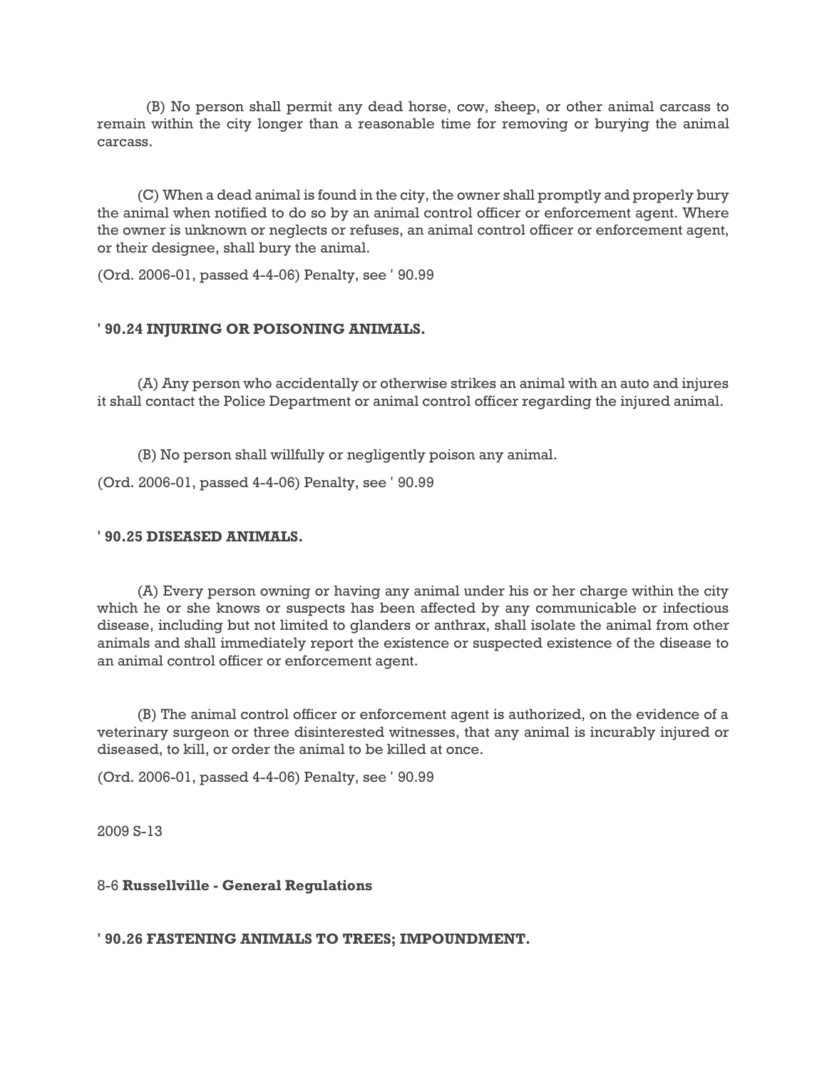(B) No person shall permit any dead horse, cow, sheep, or other animal carcass to remain within the city longer than a reasonable time for removing or burying the animal carcass.

(C) When a dead animal is found in the city, the owner shall promptly and properly bury the animal when notified to do so by an animal control officer or enforcement agent. Where the owner is unknown or neglects or refuses, an animal control officer or enforcement agent, or their designee, shall bury the animal.

(Ord. 2006-01, passed 4-4-06) Penalty, see ' 90.99

**' 90.24 INJURING OR POISONING ANIMALS.**

(A) Any person who accidentally or otherwise strikes an animal with an auto and injures it shall contact the Police Department or animal control officer regarding the injured animal.

(B) No person shall willfully or negligently poison any animal.

(Ord. 2006-01, passed 4-4-06) Penalty, see ' 90.99

**' 90.25 DISEASED ANIMALS.**

(A) Every person owning or having any animal under his or her charge within the city which he or she knows or suspects has been affected by any communicable or infectious disease, including but not limited to glanders or anthrax, shall isolate the animal from other animals and shall immediately report the existence or suspected existence of the disease to an animal control officer or enforcement agent.

(B) The animal control officer or enforcement agent is authorized, on the evidence of a veterinary surgeon or three disinterested witnesses, that any animal is incurably injured or diseased, to kill, or order the animal to be killed at once.

(Ord. 2006-01, passed 4-4-06) Penalty, see ' 90.99

**' 90.26 FASTENING ANIMALS TO TREES; IMPOUNDMENT.**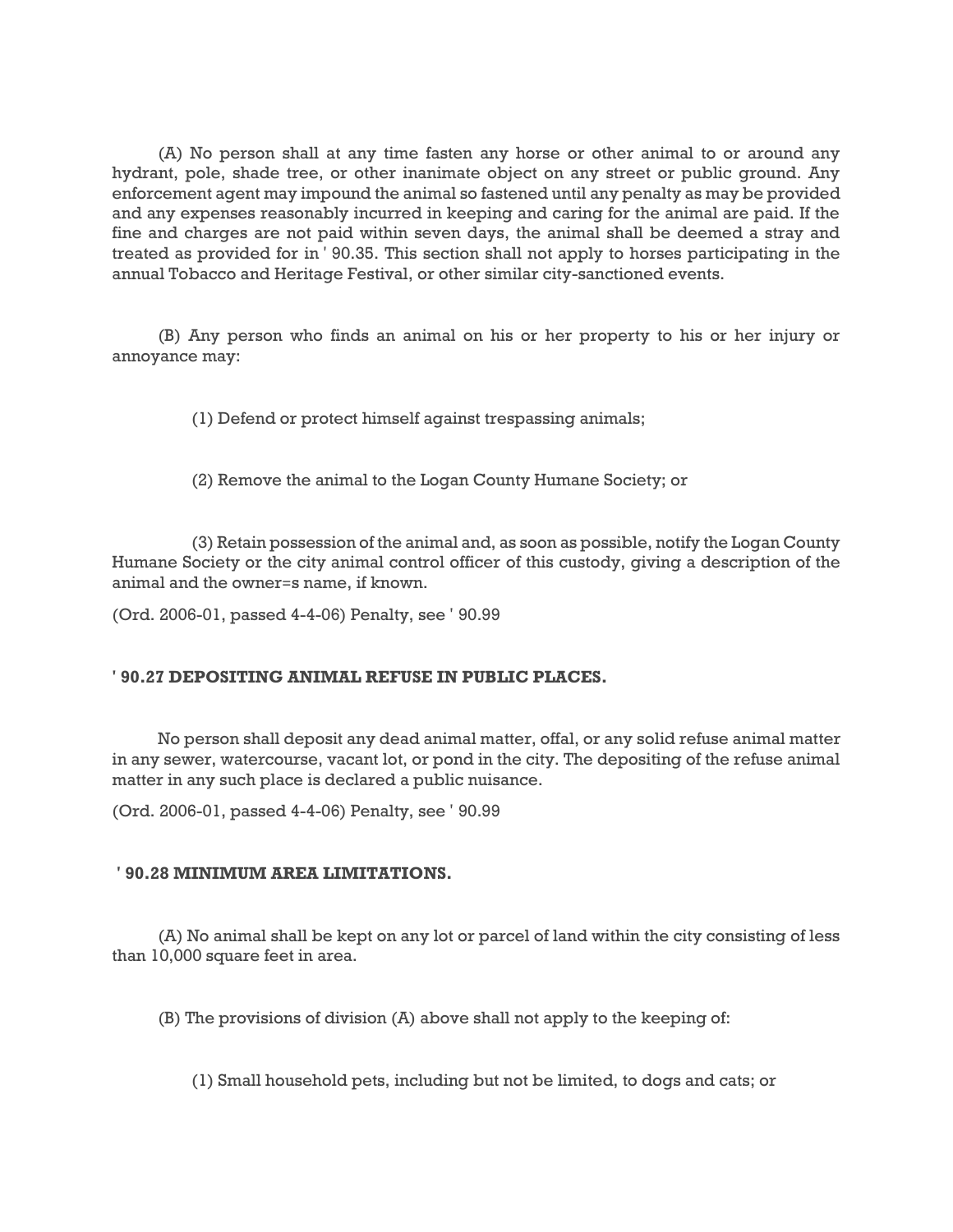(A) No person shall at any time fasten any horse or other animal to or around any hydrant, pole, shade tree, or other inanimate object on any street or public ground. Any enforcement agent may impound the animal so fastened until any penalty as may be provided and any expenses reasonably incurred in keeping and caring for the animal are paid. If the fine and charges are not paid within seven days, the animal shall be deemed a stray and treated as provided for in ' 90.35. This section shall not apply to horses participating in the annual Tobacco and Heritage Festival, or other similar city-sanctioned events.

(B) Any person who finds an animal on his or her property to his or her injury or annoyance may:

(1) Defend or protect himself against trespassing animals;

(2) Remove the animal to the Logan County Humane Society; or

(3) Retain possession of the animal and, as soon as possible, notify the Logan County Humane Society or the city animal control officer of this custody, giving a description of the animal and the owner=s name, if known.

(Ord. 2006-01, passed 4-4-06) Penalty, see ' 90.99

**' 90.27 DEPOSITING ANIMAL REFUSE IN PUBLIC PLACES.**

No person shall deposit any dead animal matter, offal, or any solid refuse animal matter in any sewer, watercourse, vacant lot, or pond in the city. The depositing of the refuse animal matter in any such place is declared a public nuisance.

(Ord. 2006-01, passed 4-4-06) Penalty, see ' 90.99

**' 90.28 MINIMUM AREA LIMITATIONS.**

(A) No animal shall be kept on any lot or parcel of land within the city consisting of less than 10,000 square feet in area.

(B) The provisions of division (A) above shall not apply to the keeping of:

(1) Small household pets, including but not be limited, to dogs and cats; or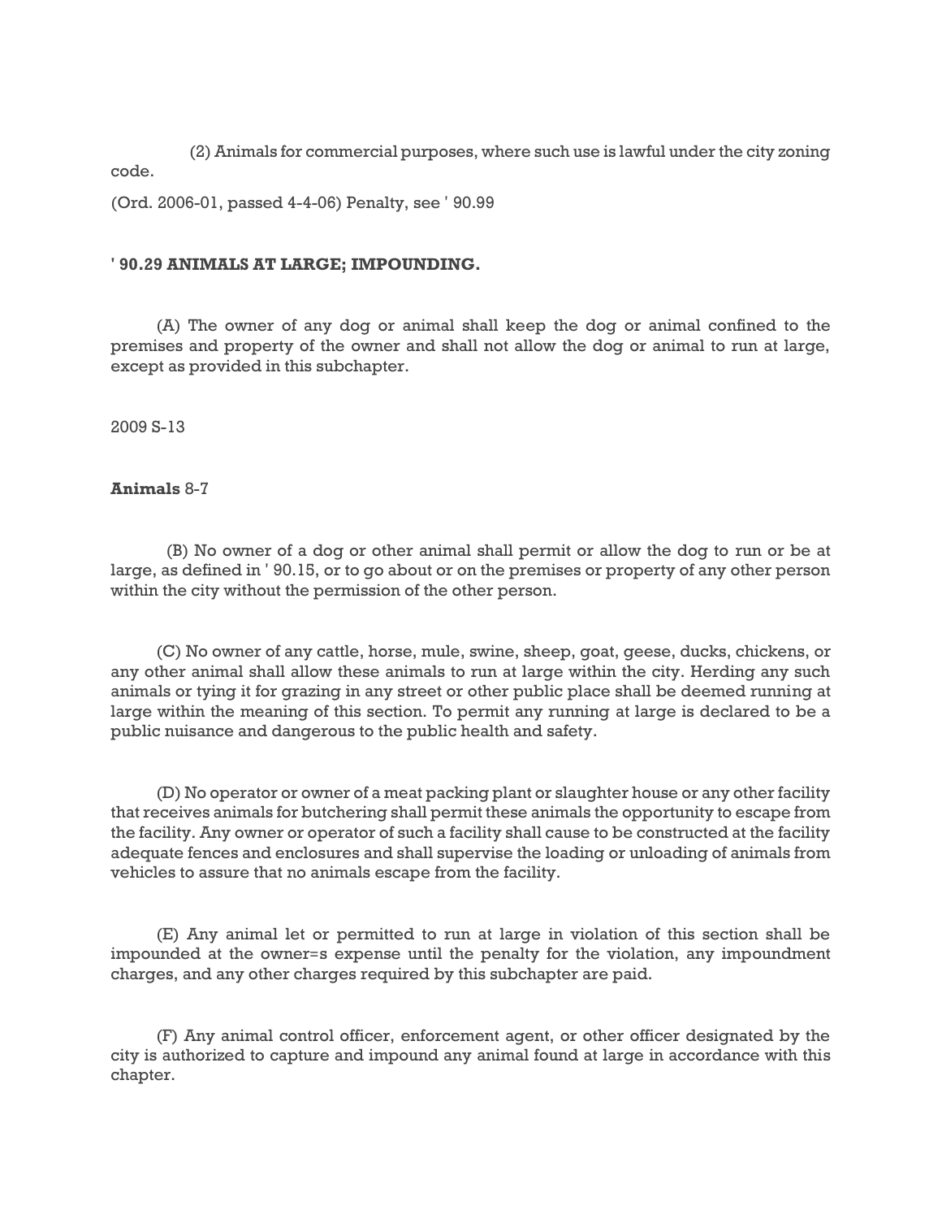(2) Animals for commercial purposes, where such use is lawful under the city zoning code.

(Ord. 2006-01, passed 4-4-06) Penalty, see ' 90.99

**' 90.29 ANIMALS AT LARGE; IMPOUNDING.**

(A) The owner of any dog or animal shall keep the dog or animal confined to the premises and property of the owner and shall not allow the dog or animal to run at large, except as provided in this subchapter.

(B) No owner of a dog or other animal shall permit or allow the dog to run or be at large, as defined in ' 90.15, or to go about or on the premises or property of any other person within the city without the permission of the other person.

(C) No owner of any cattle, horse, mule, swine, sheep, goat, geese, ducks, chickens, or any other animal shall allow these animals to run at large within the city. Herding any such animals or tying it for grazing in any street or other public place shall be deemed running at large within the meaning of this section. To permit any running at large is declared to be a public nuisance and dangerous to the public health and safety.

(D) No operator or owner of a meat packing plant or slaughter house or any other facility that receives animals for butchering shall permit these animals the opportunity to escape from the facility. Any owner or operator of such a facility shall cause to be constructed at the facility adequate fences and enclosures and shall supervise the loading or unloading of animals from vehicles to assure that no animals escape from the facility.

(E) Any animal let or permitted to run at large in violation of this section shall be impounded at the owner=s expense until the penalty for the violation, any impoundment charges, and any other charges required by this subchapter are paid.

(F) Any animal control officer, enforcement agent, or other officer designated by the city is authorized to capture and impound any animal found at large in accordance with this chapter.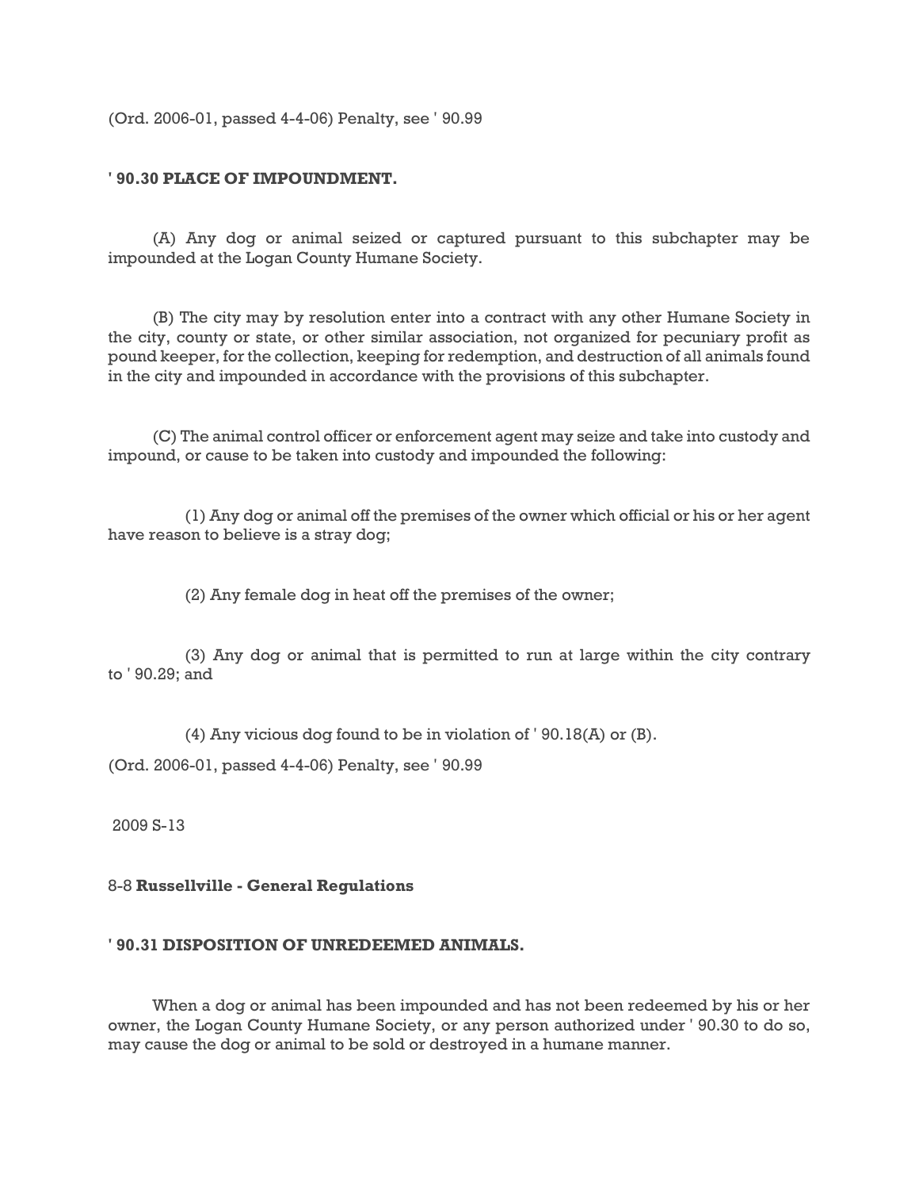(Ord. 2006-01, passed 4-4-06) Penalty, see ' 90.99

### ' 90.30 PLACE OF IMPOUNDMENT.

(A) Any dog or animal seized or captured pursuant to this subchapter may be impounded at the Logan County Humane Society.

(B) The city may by resolution enter into a contract with any other Humane Society in the city, county or state, or other similar association, not organized for pecuniary profit as pound keeper, for the collection, keeping for redemption, and destruction of all animals found in the city and impounded in accordance with the provisions of this subchapter.

(C) The animal control officer or enforcement agent may seize and take into custody and impound, or cause to be taken into custody and impounded the following:

(1) Any dog or animal off the premises of the owner which official or his or her agent have reason to believe is a stray dog;

(2) Any female dog in heat off the premises of the owner;

(3) Any dog or animal that is permitted to run at large within the city contrary to ' 90.29; and

(4) Any vicious dog found to be in violation of ' 90.18(A) or (B).

(Ord. 2006-01, passed 4-4-06) Penalty, see ' 90.99

### ' 90.31 DISPOSITION OF UNREDEEMED ANIMALS.

When a dog or animal has been impounded and has not been redeemed by his or her owner, the Logan County Humane Society, or any person authorized under ' 90.30 to do so, may cause the dog or animal to be sold or destroyed in a humane manner.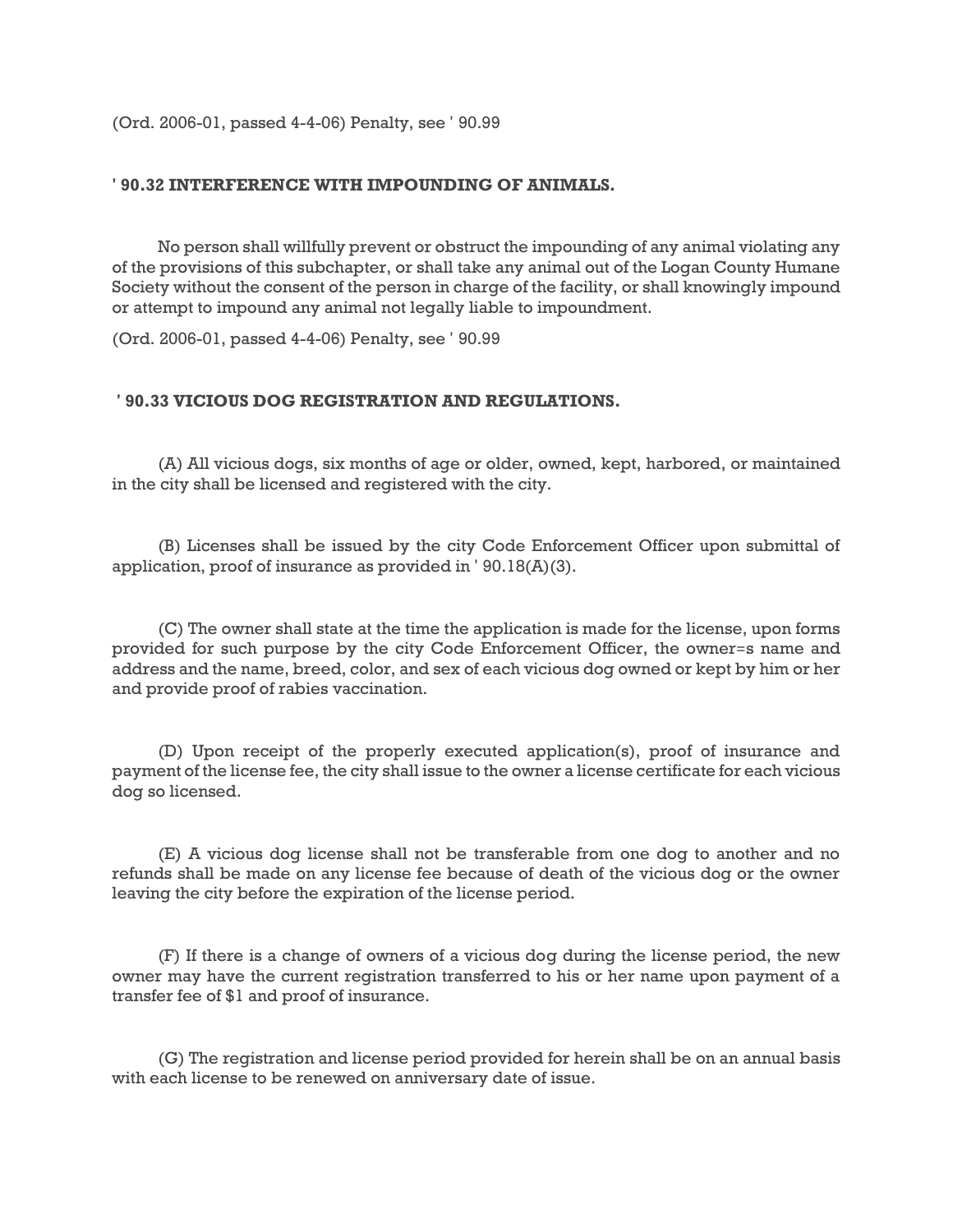(Ord. 2006-01, passed 4-4-06) Penalty, see ' 90.99

### ' 90.32 INTERFERENCE WITH IMPOUNDING OF ANIMALS.

No person shall willfully prevent or obstruct the impounding of any animal violating any of the provisions of this subchapter, or shall take any animal out of the Logan County Humane Society without the consent of the person in charge of the facility, or shall knowingly impound or attempt to impound any animal not legally liable to impoundment.

(Ord. 2006-01, passed 4-4-06) Penalty, see ' 90.99

### ' 90.33 VICIOUS DOG REGISTRATION AND REGULATIONS.

(A) All vicious dogs, six months of age or older, owned, kept, harbored, or maintained in the city shall be licensed and registered with the city.

(B) Licenses shall be issued by the city Code Enforcement Officer upon submittal of application, proof of insurance as provided in ' 90.18(A)(3).

(C) The owner shall state at the time the application is made for the license, upon forms provided for such purpose by the city Code Enforcement Officer, the owner=s name and address and the name, breed, color, and sex of each vicious dog owned or kept by him or her and provide proof of rabies vaccination.

(D) Upon receipt of the properly executed application(s), proof of insurance and payment of the license fee, the city shall issue to the owner a license certificate for each vicious dog so licensed.

(E) A vicious dog license shall not be transferable from one dog to another and no refunds shall be made on any license fee because of death of the vicious dog or the owner leaving the city before the expiration of the license period.

(F) If there is a change of owners of a vicious dog during the license period, the new owner may have the current registration transferred to his or her name upon payment of a transfer fee of $1 and proof of insurance.

(G) The registration and license period provided for herein shall be on an annual basis with each license to be renewed on anniversary date of issue.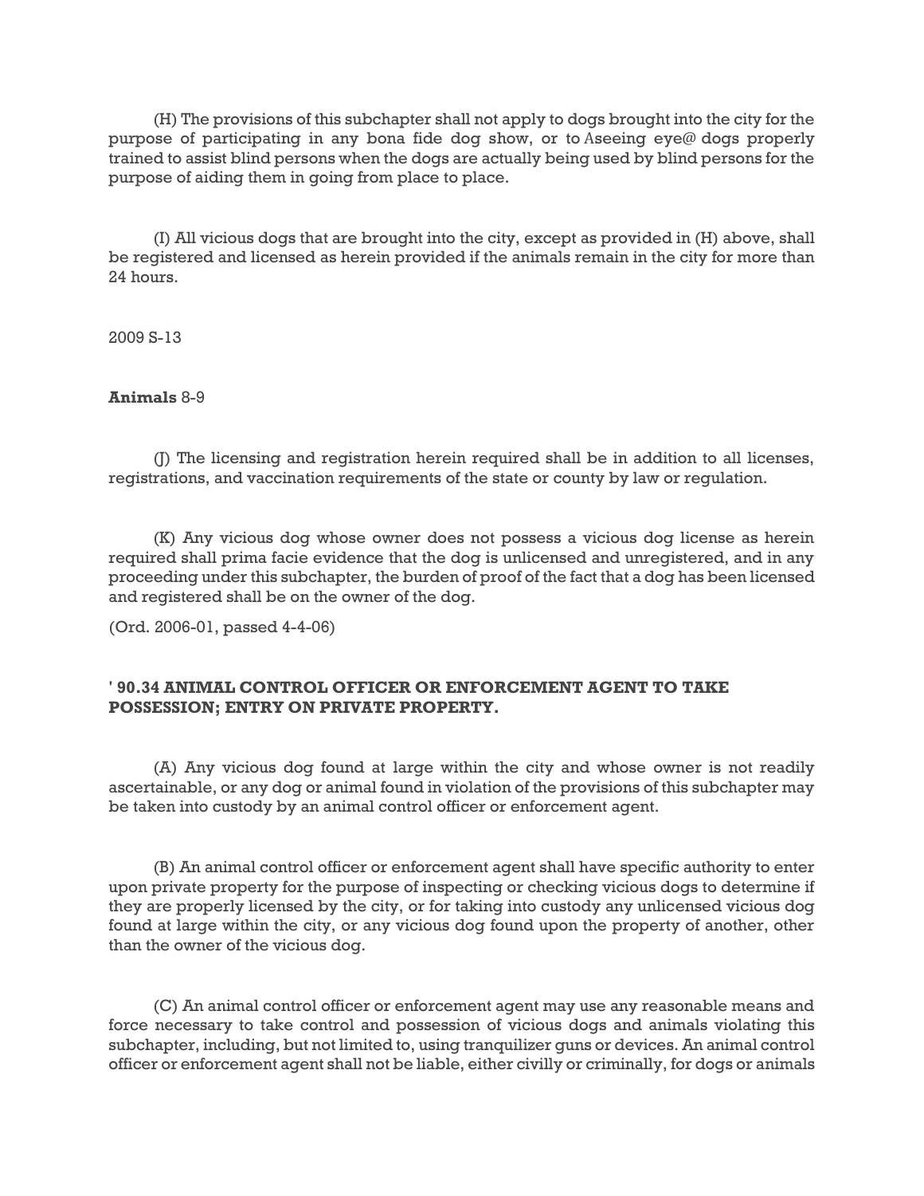(H) The provisions of this subchapter shall not apply to dogs brought into the city for the purpose of participating in any bona fide dog show, or to Aseeing eye@ dogs properly trained to assist blind persons when the dogs are actually being used by blind persons for the purpose of aiding them in going from place to place.

(I) All vicious dogs that are brought into the city, except as provided in (H) above, shall be registered and licensed as herein provided if the animals remain in the city for more than 24 hours.

(J) The licensing and registration herein required shall be in addition to all licenses, registrations, and vaccination requirements of the state or county by law or regulation.

(K) Any vicious dog whose owner does not possess a vicious dog license as herein required shall prima facie evidence that the dog is unlicensed and unregistered, and in any proceeding under this subchapter, the burden of proof of the fact that a dog has been licensed and registered shall be on the owner of the dog.

(Ord. 2006-01, passed 4-4-06)

### ' 90.34 ANIMAL CONTROL OFFICER OR ENFORCEMENT AGENT TO TAKE POSSESSION; ENTRY ON PRIVATE PROPERTY.

(A) Any vicious dog found at large within the city and whose owner is not readily ascertainable, or any dog or animal found in violation of the provisions of this subchapter may be taken into custody by an animal control officer or enforcement agent.

(B) An animal control officer or enforcement agent shall have specific authority to enter upon private property for the purpose of inspecting or checking vicious dogs to determine if they are properly licensed by the city, or for taking into custody any unlicensed vicious dog found at large within the city, or any vicious dog found upon the property of another, other than the owner of the vicious dog.

(C) An animal control officer or enforcement agent may use any reasonable means and force necessary to take control and possession of vicious dogs and animals violating this subchapter, including, but not limited to, using tranquilizer guns or devices. An animal control officer or enforcement agent shall not be liable, either civilly or criminally, for dogs or animals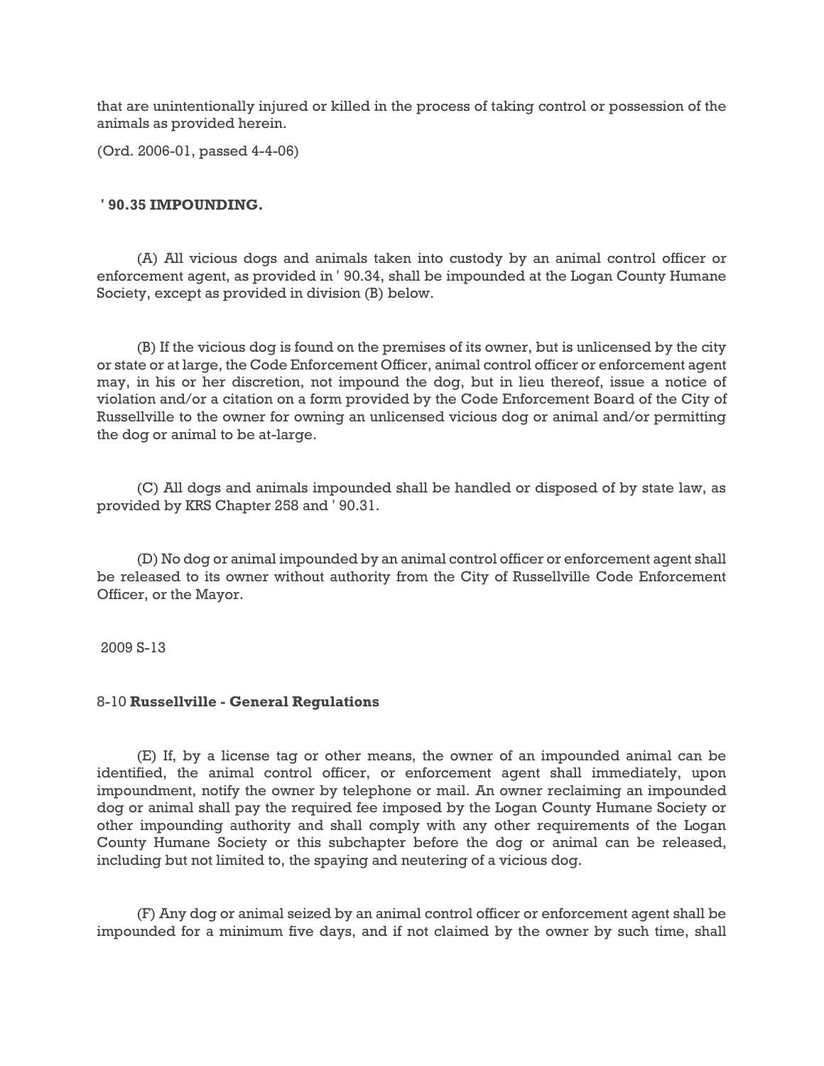that are unintentionally injured or killed in the process of taking control or possession of the animals as provided herein.

(Ord. 2006-01, passed 4-4-06)

### ' 90.35 IMPOUNDING.

(A) All vicious dogs and animals taken into custody by an animal control officer or enforcement agent, as provided in ' 90.34, shall be impounded at the Logan County Humane Society, except as provided in division (B) below.

(B) If the vicious dog is found on the premises of its owner, but is unlicensed by the city or state or at large, the Code Enforcement Officer, animal control officer or enforcement agent may, in his or her discretion, not impound the dog, but in lieu thereof, issue a notice of violation and/or a citation on a form provided by the Code Enforcement Board of the City of Russellville to the owner for owning an unlicensed vicious dog or animal and/or permitting the dog or animal to be at-large.

(C) All dogs and animals impounded shall be handled or disposed of by state law, as provided by KRS Chapter 258 and ' 90.31.

(D) No dog or animal impounded by an animal control officer or enforcement agent shall be released to its owner without authority from the City of Russellville Code Enforcement Officer, or the Mayor.

(E) If, by a license tag or other means, the owner of an impounded animal can be identified, the animal control officer, or enforcement agent shall immediately, upon impoundment, notify the owner by telephone or mail. An owner reclaiming an impounded dog or animal shall pay the required fee imposed by the Logan County Humane Society or other impounding authority and shall comply with any other requirements of the Logan County Humane Society or this subchapter before the dog or animal can be released, including but not limited to, the spaying and neutering of a vicious dog.

(F) Any dog or animal seized by an animal control officer or enforcement agent shall be impounded for a minimum five days, and if not claimed by the owner by such time, shall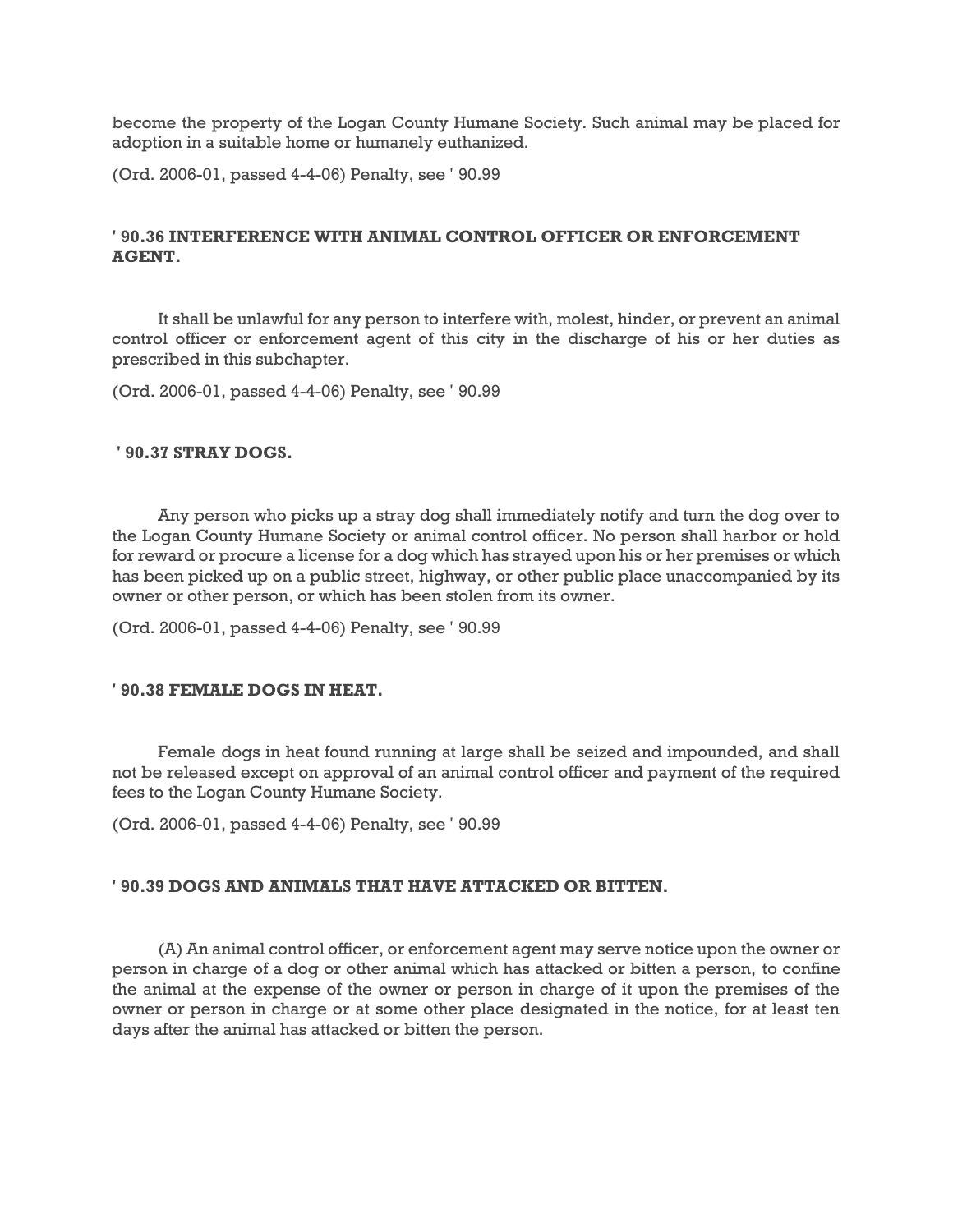become the property of the Logan County Humane Society. Such animal may be placed for adoption in a suitable home or humanely euthanized.

(Ord. 2006-01, passed 4-4-06) Penalty, see ' 90.99

### ' 90.36 INTERFERENCE WITH ANIMAL CONTROL OFFICER OR ENFORCEMENT AGENT.

It shall be unlawful for any person to interfere with, molest, hinder, or prevent an animal control officer or enforcement agent of this city in the discharge of his or her duties as prescribed in this subchapter.

(Ord. 2006-01, passed 4-4-06) Penalty, see ' 90.99

### ' 90.37 STRAY DOGS.

Any person who picks up a stray dog shall immediately notify and turn the dog over to the Logan County Humane Society or animal control officer. No person shall harbor or hold for reward or procure a license for a dog which has strayed upon his or her premises or which has been picked up on a public street, highway, or other public place unaccompanied by its owner or other person, or which has been stolen from its owner.

(Ord. 2006-01, passed 4-4-06) Penalty, see ' 90.99

### ' 90.38 FEMALE DOGS IN HEAT.

Female dogs in heat found running at large shall be seized and impounded, and shall not be released except on approval of an animal control officer and payment of the required fees to the Logan County Humane Society.

(Ord. 2006-01, passed 4-4-06) Penalty, see ' 90.99

### ' 90.39 DOGS AND ANIMALS THAT HAVE ATTACKED OR BITTEN.

(A) An animal control officer, or enforcement agent may serve notice upon the owner or person in charge of a dog or other animal which has attacked or bitten a person, to confine the animal at the expense of the owner or person in charge of it upon the premises of the owner or person in charge or at some other place designated in the notice, for at least ten days after the animal has attacked or bitten the person.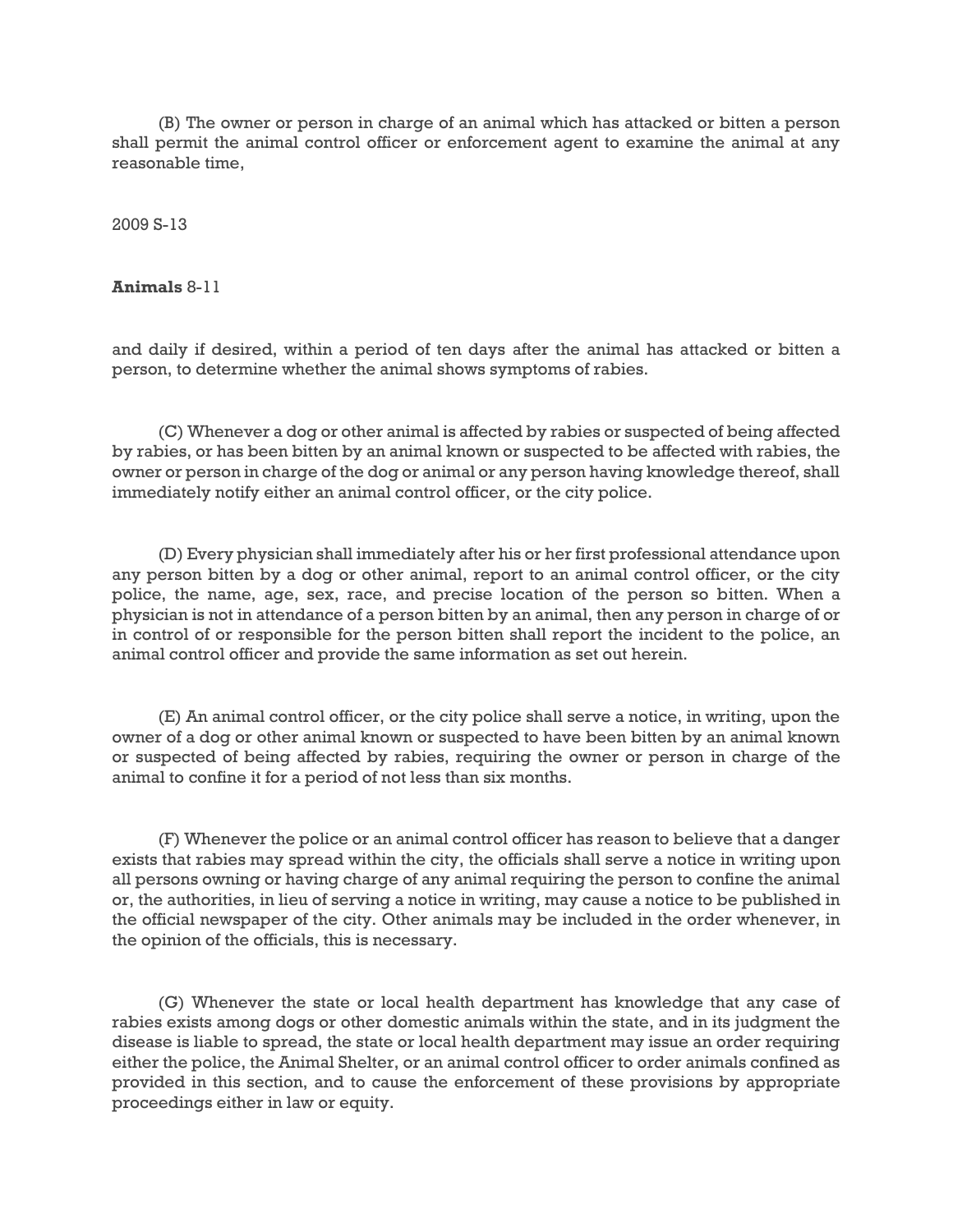(B) The owner or person in charge of an animal which has attacked or bitten a person shall permit the animal control officer or enforcement agent to examine the animal at any reasonable time, and daily if desired, within a period of ten days after the animal has attacked or bitten a person, to determine whether the animal shows symptoms of rabies.

(C) Whenever a dog or other animal is affected by rabies or suspected of being affected by rabies, or has been bitten by an animal known or suspected to be affected with rabies, the owner or person in charge of the dog or animal or any person having knowledge thereof, shall immediately notify either an animal control officer, or the city police.

(D) Every physician shall immediately after his or her first professional attendance upon any person bitten by a dog or other animal, report to an animal control officer, or the city police, the name, age, sex, race, and precise location of the person so bitten. When a physician is not in attendance of a person bitten by an animal, then any person in charge of or in control of or responsible for the person bitten shall report the incident to the police, an animal control officer and provide the same information as set out herein.

(E) An animal control officer, or the city police shall serve a notice, in writing, upon the owner of a dog or other animal known or suspected to have been bitten by an animal known or suspected of being affected by rabies, requiring the owner or person in charge of the animal to confine it for a period of not less than six months.

(F) Whenever the police or an animal control officer has reason to believe that a danger exists that rabies may spread within the city, the officials shall serve a notice in writing upon all persons owning or having charge of any animal requiring the person to confine the animal or, the authorities, in lieu of serving a notice in writing, may cause a notice to be published in the official newspaper of the city. Other animals may be included in the order whenever, in the opinion of the officials, this is necessary.

(G) Whenever the state or local health department has knowledge that any case of rabies exists among dogs or other domestic animals within the state, and in its judgment the disease is liable to spread, the state or local health department may issue an order requiring either the police, the Animal Shelter, or an animal control officer to order animals confined as provided in this section, and to cause the enforcement of these provisions by appropriate proceedings either in law or equity.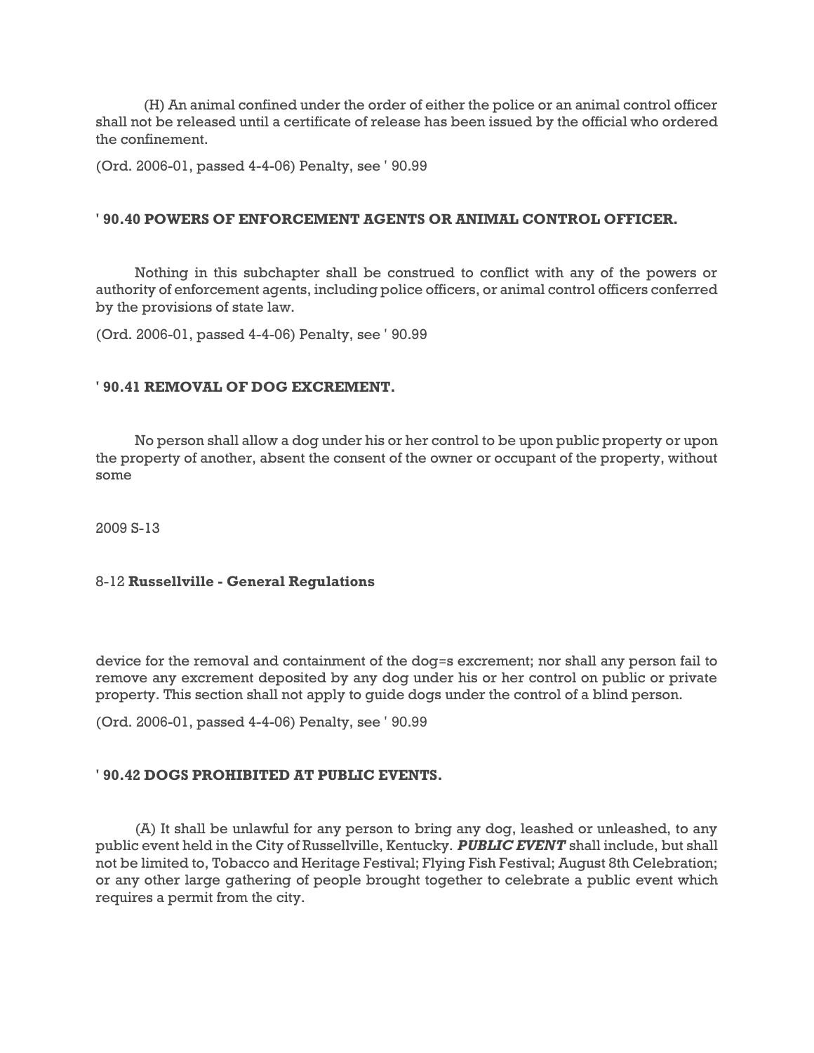(H) An animal confined under the order of either the police or an animal control officer shall not be released until a certificate of release has been issued by the official who ordered the confinement.

(Ord. 2006-01, passed 4-4-06) Penalty, see ' 90.99

### ' 90.40 POWERS OF ENFORCEMENT AGENTS OR ANIMAL CONTROL OFFICER.

Nothing in this subchapter shall be construed to conflict with any of the powers or authority of enforcement agents, including police officers, or animal control officers conferred by the provisions of state law.

(Ord. 2006-01, passed 4-4-06) Penalty, see ' 90.99

### ' 90.41 REMOVAL OF DOG EXCREMENT.

No person shall allow a dog under his or her control to be upon public property or upon the property of another, absent the consent of the owner or occupant of the property, without some device for the removal and containment of the dog=s excrement; nor shall any person fail to remove any excrement deposited by any dog under his or her control on public or private property. This section shall not apply to guide dogs under the control of a blind person.

(Ord. 2006-01, passed 4-4-06) Penalty, see ' 90.99

### ' 90.42 DOGS PROHIBITED AT PUBLIC EVENTS.

(A) It shall be unlawful for any person to bring any dog, leashed or unleashed, to any public event held in the City of Russellville, Kentucky. ***PUBLIC EVENT*** shall include, but shall not be limited to, Tobacco and Heritage Festival; Flying Fish Festival; August 8th Celebration; or any other large gathering of people brought together to celebrate a public event which requires a permit from the city.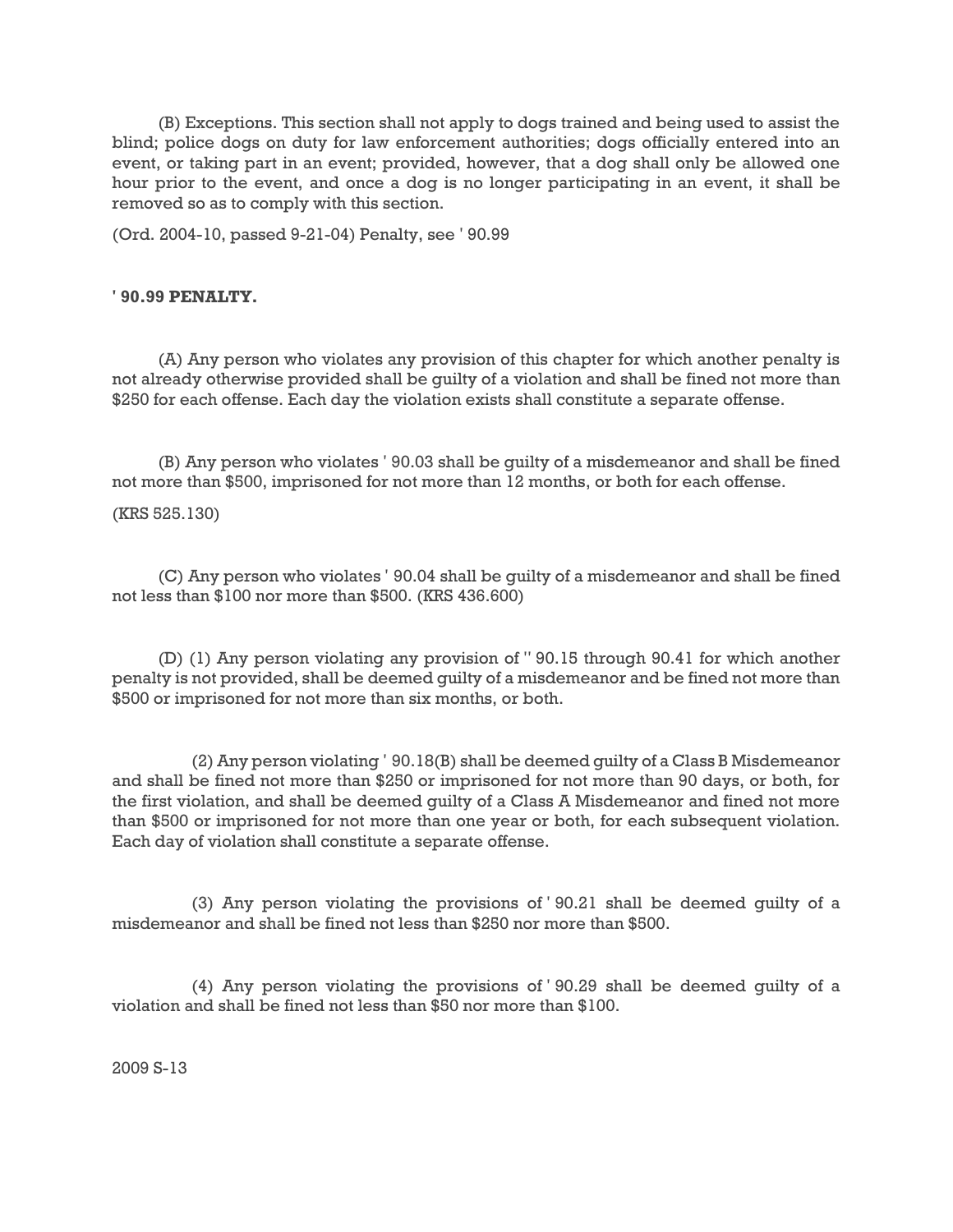(B) Exceptions. This section shall not apply to dogs trained and being used to assist the blind; police dogs on duty for law enforcement authorities; dogs officially entered into an event, or taking part in an event; provided, however, that a dog shall only be allowed one hour prior to the event, and once a dog is no longer participating in an event, it shall be removed so as to comply with this section.

(Ord. 2004-10, passed 9-21-04) Penalty, see ' 90.99

**' 90.99 PENALTY.**

(A) Any person who violates any provision of this chapter for which another penalty is not already otherwise provided shall be guilty of a violation and shall be fined not more than $250 for each offense. Each day the violation exists shall constitute a separate offense.

(B) Any person who violates ' 90.03 shall be guilty of a misdemeanor and shall be fined not more than $500, imprisoned for not more than 12 months, or both for each offense.

(KRS 525.130)

(C) Any person who violates ' 90.04 shall be guilty of a misdemeanor and shall be fined not less than $100 nor more than $500. (KRS 436.600)

(D) (1) Any person violating any provision of '' 90.15 through 90.41 for which another penalty is not provided, shall be deemed guilty of a misdemeanor and be fined not more than $500 or imprisoned for not more than six months, or both.

(2) Any person violating ' 90.18(B) shall be deemed guilty of a Class B Misdemeanor and shall be fined not more than $250 or imprisoned for not more than 90 days, or both, for the first violation, and shall be deemed guilty of a Class A Misdemeanor and fined not more than $500 or imprisoned for not more than one year or both, for each subsequent violation. Each day of violation shall constitute a separate offense.

(3) Any person violating the provisions of ' 90.21 shall be deemed guilty of a misdemeanor and shall be fined not less than $250 nor more than $500.

(4) Any person violating the provisions of ' 90.29 shall be deemed guilty of a violation and shall be fined not less than $50 nor more than $100.

2009 S-13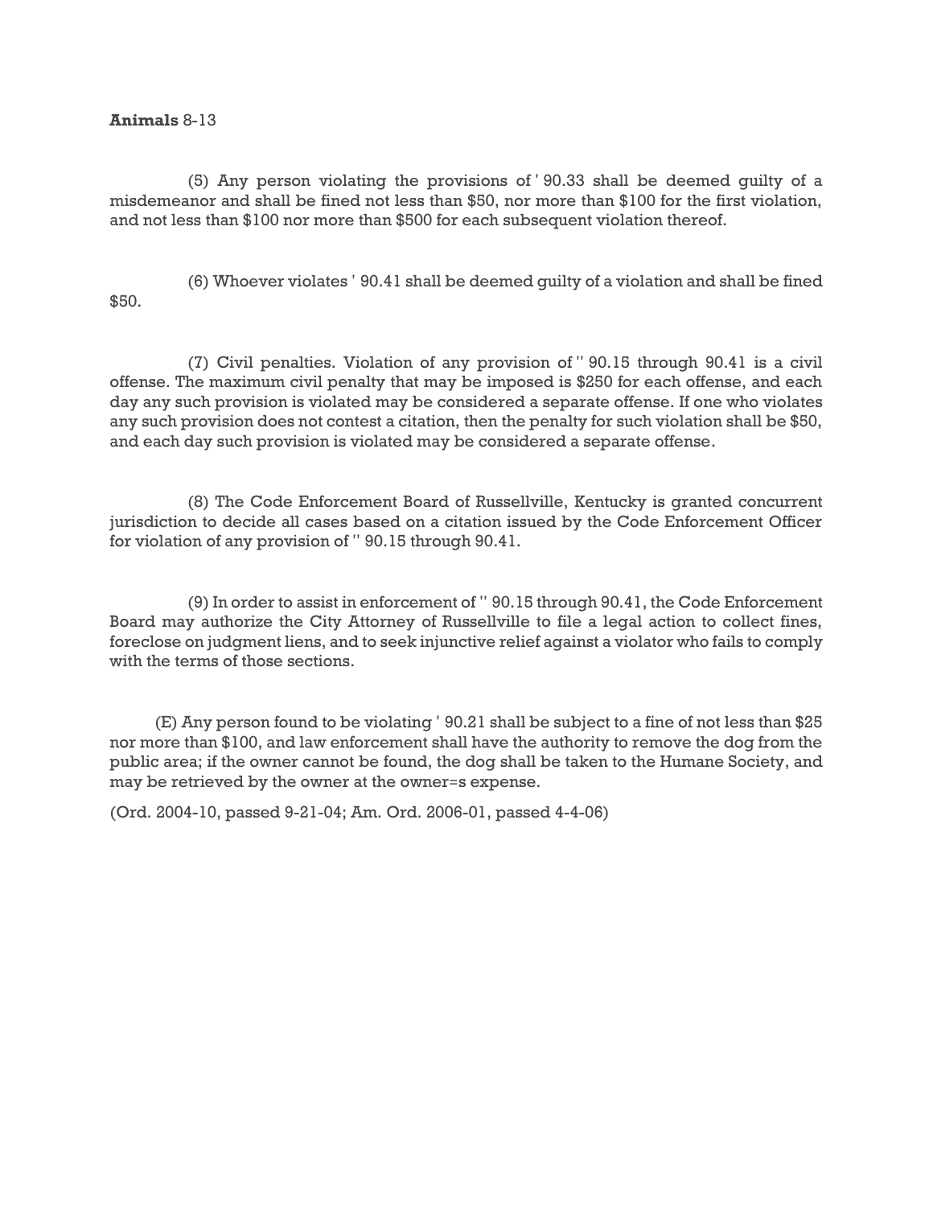(5) Any person violating the provisions of ' 90.33 shall be deemed guilty of a misdemeanor and shall be fined not less than $50, nor more than $100 for the first violation, and not less than $100 nor more than $500 for each subsequent violation thereof.

(6) Whoever violates ' 90.41 shall be deemed guilty of a violation and shall be fined $50.

(7) Civil penalties. Violation of any provision of '' 90.15 through 90.41 is a civil offense. The maximum civil penalty that may be imposed is $250 for each offense, and each day any such provision is violated may be considered a separate offense. If one who violates any such provision does not contest a citation, then the penalty for such violation shall be $50, and each day such provision is violated may be considered a separate offense.

(8) The Code Enforcement Board of Russellville, Kentucky is granted concurrent jurisdiction to decide all cases based on a citation issued by the Code Enforcement Officer for violation of any provision of '' 90.15 through 90.41.

(9) In order to assist in enforcement of '' 90.15 through 90.41, the Code Enforcement Board may authorize the City Attorney of Russellville to file a legal action to collect fines, foreclose on judgment liens, and to seek injunctive relief against a violator who fails to comply with the terms of those sections.

(E) Any person found to be violating ' 90.21 shall be subject to a fine of not less than $25 nor more than $100, and law enforcement shall have the authority to remove the dog from the public area; if the owner cannot be found, the dog shall be taken to the Humane Society, and may be retrieved by the owner at the owner=s expense.

(Ord. 2004-10, passed 9-21-04; Am. Ord. 2006-01, passed 4-4-06)